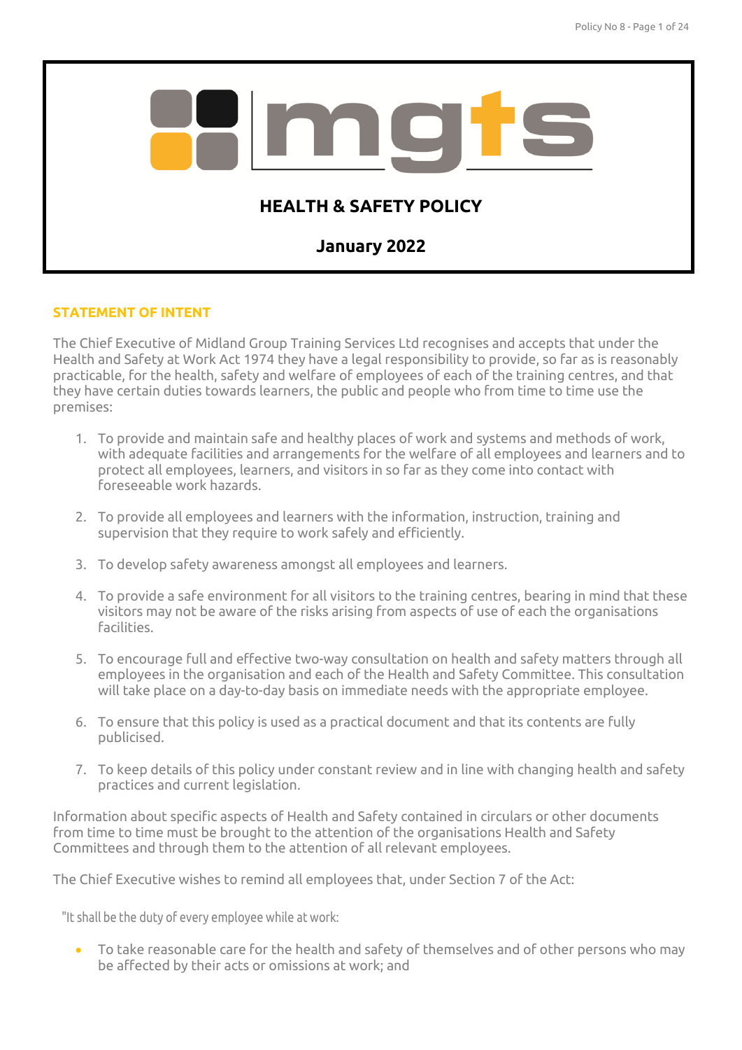mgts

# HEALTH & SAFETY POLICY

**January 2022**

## STATEMENT OF INTENT

The Chief Executive of Midland Group Training Services Ltd recognises and accepts that under the Health and Safety at Work Act 1974 they have a legal responsibility to provide, so far as is reasonably practicable, for the health, safety and welfare of employees of each of the training centres, and that they have certain duties towards learners, the public and people who from time to time use the premises:

1. To provide and maintain safe and healthy places of work and systems and methods of work, with adequate facilities and arrangements for the welfare of all employees and learners and to protect all employees, learners, and visitors in so far as they come into contact with foreseeable work hazards.

2. To provide all employees and learners with the information, instruction, training and supervision that they require to work safely and efficiently.

3. To develop safety awareness amongst all employees and learners.

4. To provide a safe environment for all visitors to the training centres, bearing in mind that these visitors may not be aware of the risks arising from aspects of use of each the organisations facilities.

5. To encourage full and effective two-way consultation on health and safety matters through all employees in the organisation and each of the Health and Safety Committee. This consultation will take place on a day-to-day basis on immediate needs with the appropriate employee.

6. To ensure that this policy is used as a practical document and that its contents are fully publicised.

7. To keep details of this policy under constant review and in line with changing health and safety practices and current legislation.

Information about specific aspects of Health and Safety contained in circulars or other documents from time to time must be brought to the attention of the organisations Health and Safety Committees and through them to the attention of all relevant employees.

The Chief Executive wishes to remind all employees that, under Section 7 of the Act:

"It shall be the duty of every employee while at work:

- To take reasonable care for the health and safety of themselves and of other persons who may be affected by their acts or omissions at work; and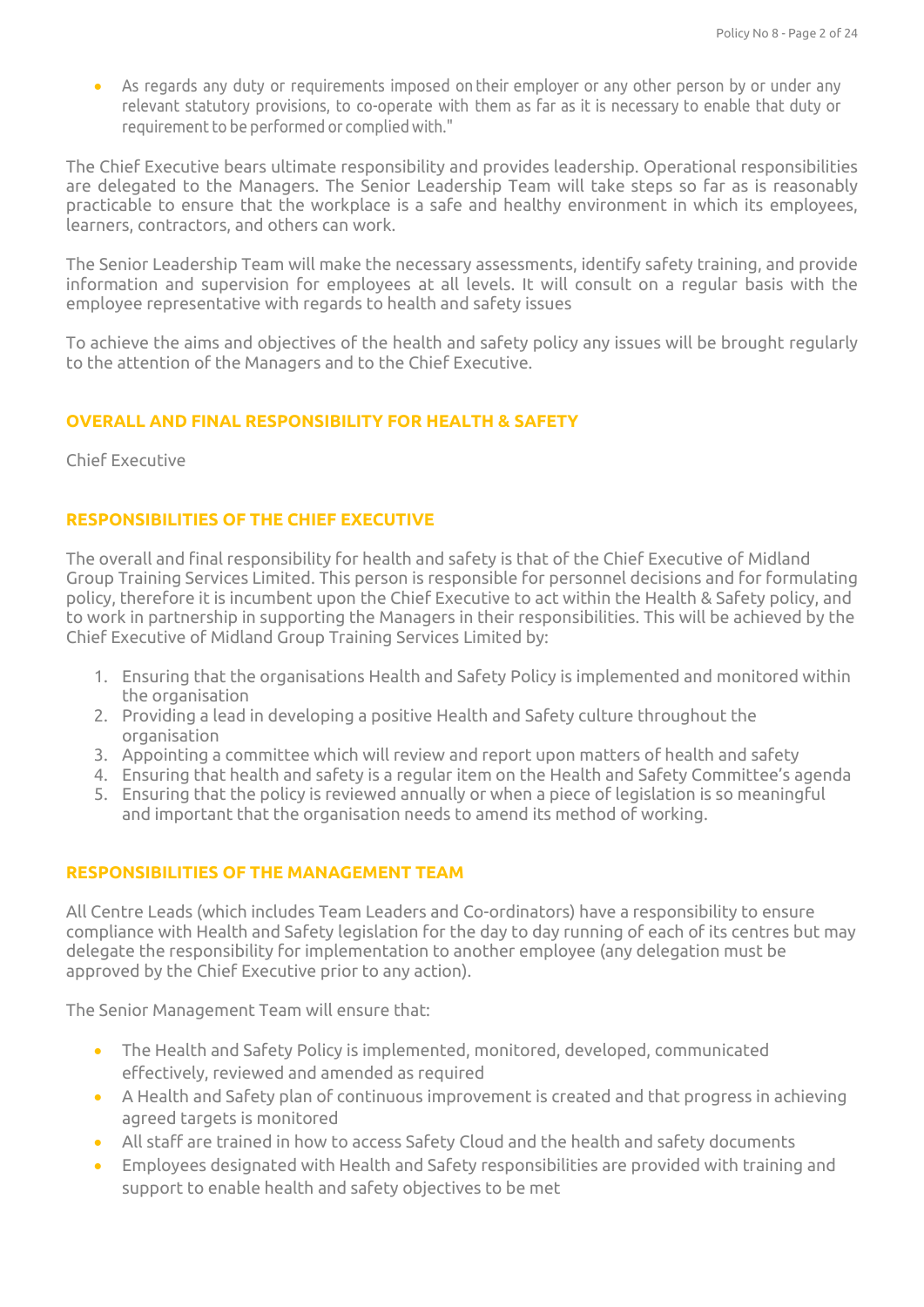- As regards any duty or requirements imposed on their employer or any other person by or under any relevant statutory provisions, to co-operate with them as far as it is necessary to enable that duty or requirement to be performed or complied with."

The Chief Executive bears ultimate responsibility and provides leadership. Operational responsibilities are delegated to the Managers. The Senior Leadership Team will take steps so far as is reasonably practicable to ensure that the workplace is a safe and healthy environment in which its employees, learners, contractors, and others can work.

The Senior Leadership Team will make the necessary assessments, identify safety training, and provide information and supervision for employees at all levels. It will consult on a regular basis with the employee representative with regards to health and safety issues

To achieve the aims and objectives of the health and safety policy any issues will be brought regularly to the attention of the Managers and to the Chief Executive.

## OVERALL AND FINAL RESPONSIBILITY FOR HEALTH & SAFETY

Chief Executive

## RESPONSIBILITIES OF THE CHIEF EXECUTIVE

The overall and final responsibility for health and safety is that of the Chief Executive of Midland Group Training Services Limited. This person is responsible for personnel decisions and for formulating policy, therefore it is incumbent upon the Chief Executive to act within the Health & Safety policy, and to work in partnership in supporting the Managers in their responsibilities. This will be achieved by the Chief Executive of Midland Group Training Services Limited by:

1. Ensuring that the organisations Health and Safety Policy is implemented and monitored within the organisation
2. Providing a lead in developing a positive Health and Safety culture throughout the organisation
3. Appointing a committee which will review and report upon matters of health and safety
4. Ensuring that health and safety is a regular item on the Health and Safety Committee's agenda
5. Ensuring that the policy is reviewed annually or when a piece of legislation is so meaningful and important that the organisation needs to amend its method of working.

## RESPONSIBILITIES OF THE MANAGEMENT TEAM

All Centre Leads (which includes Team Leaders and Co-ordinators) have a responsibility to ensure compliance with Health and Safety legislation for the day to day running of each of its centres but may delegate the responsibility for implementation to another employee (any delegation must be approved by the Chief Executive prior to any action).

The Senior Management Team will ensure that:

- The Health and Safety Policy is implemented, monitored, developed, communicated effectively, reviewed and amended as required
- A Health and Safety plan of continuous improvement is created and that progress in achieving agreed targets is monitored
- All staff are trained in how to access Safety Cloud and the health and safety documents
- Employees designated with Health and Safety responsibilities are provided with training and support to enable health and safety objectives to be met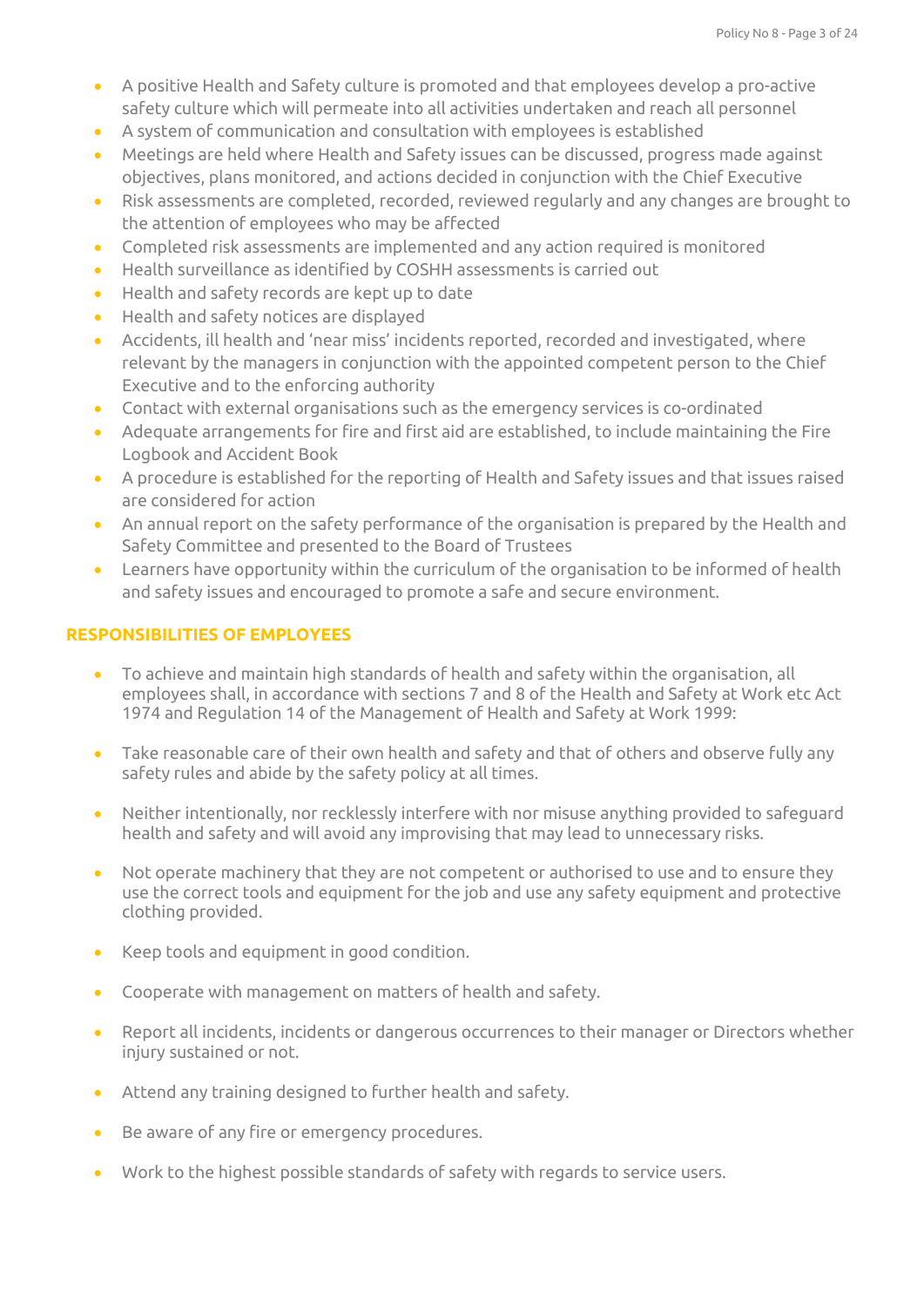- A positive Health and Safety culture is promoted and that employees develop a pro-active safety culture which will permeate into all activities undertaken and reach all personnel
- A system of communication and consultation with employees is established
- Meetings are held where Health and Safety issues can be discussed, progress made against objectives, plans monitored, and actions decided in conjunction with the Chief Executive
- Risk assessments are completed, recorded, reviewed regularly and any changes are brought to the attention of employees who may be affected
- Completed risk assessments are implemented and any action required is monitored
- Health surveillance as identified by COSHH assessments is carried out
- Health and safety records are kept up to date
- Health and safety notices are displayed
- Accidents, ill health and 'near miss' incidents reported, recorded and investigated, where relevant by the managers in conjunction with the appointed competent person to the Chief Executive and to the enforcing authority
- Contact with external organisations such as the emergency services is co-ordinated
- Adequate arrangements for fire and first aid are established, to include maintaining the Fire Logbook and Accident Book
- A procedure is established for the reporting of Health and Safety issues and that issues raised are considered for action
- An annual report on the safety performance of the organisation is prepared by the Health and Safety Committee and presented to the Board of Trustees
- Learners have opportunity within the curriculum of the organisation to be informed of health and safety issues and encouraged to promote a safe and secure environment.

## RESPONSIBILITIES OF EMPLOYEES

- To achieve and maintain high standards of health and safety within the organisation, all employees shall, in accordance with sections 7 and 8 of the Health and Safety at Work etc Act 1974 and Regulation 14 of the Management of Health and Safety at Work 1999:

- Take reasonable care of their own health and safety and that of others and observe fully any safety rules and abide by the safety policy at all times.

- Neither intentionally, nor recklessly interfere with nor misuse anything provided to safeguard health and safety and will avoid any improvising that may lead to unnecessary risks.

- Not operate machinery that they are not competent or authorised to use and to ensure they use the correct tools and equipment for the job and use any safety equipment and protective clothing provided.

- Keep tools and equipment in good condition.

- Cooperate with management on matters of health and safety.

- Report all incidents, incidents or dangerous occurrences to their manager or Directors whether injury sustained or not.

- Attend any training designed to further health and safety.

- Be aware of any fire or emergency procedures.

- Work to the highest possible standards of safety with regards to service users.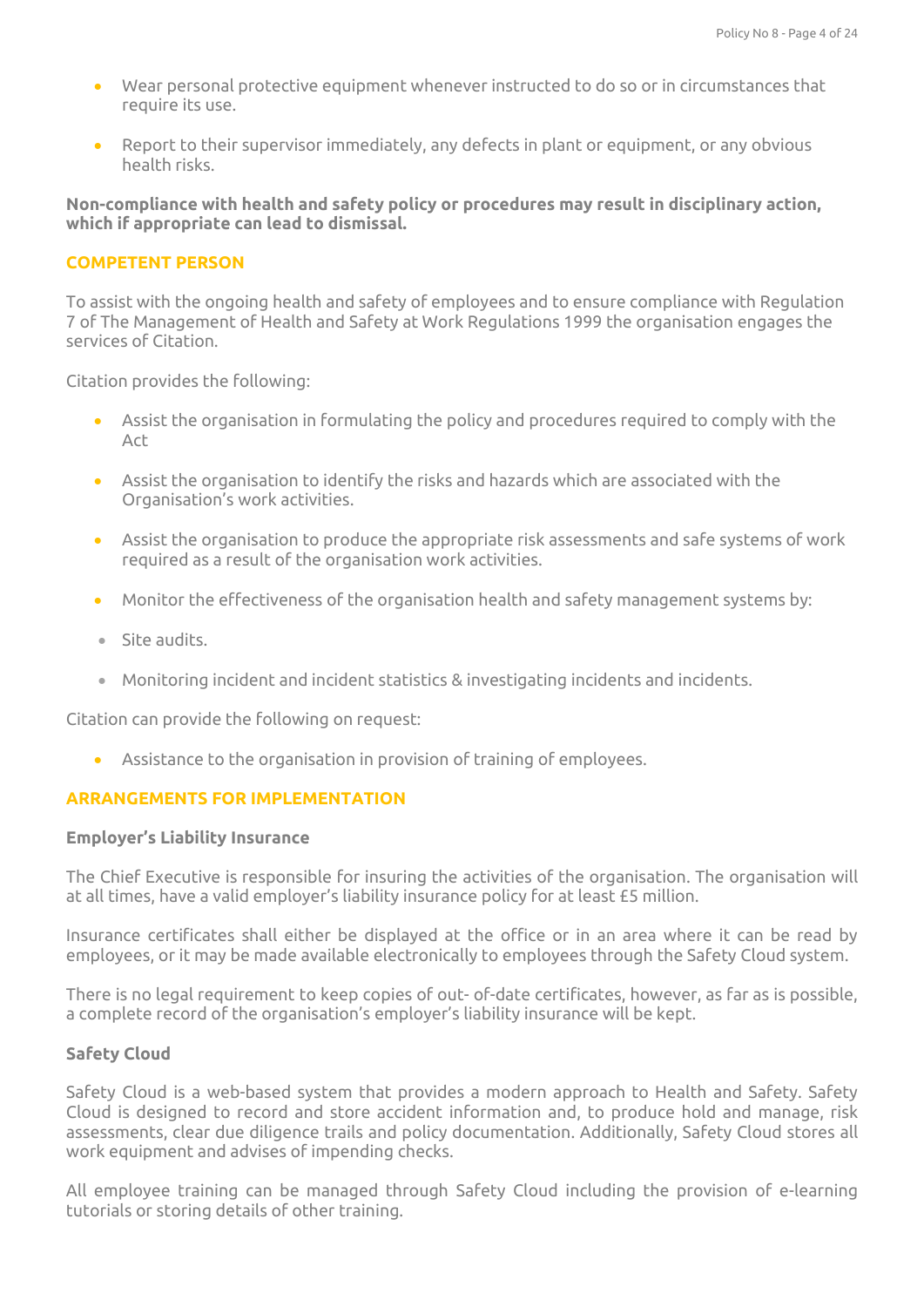- Wear personal protective equipment whenever instructed to do so or in circumstances that require its use.

- Report to their supervisor immediately, any defects in plant or equipment, or any obvious health risks.

**Non-compliance with health and safety policy or procedures may result in disciplinary action, which if appropriate can lead to dismissal.**

## COMPETENT PERSON

To assist with the ongoing health and safety of employees and to ensure compliance with Regulation 7 of The Management of Health and Safety at Work Regulations 1999 the organisation engages the services of Citation.

Citation provides the following:

- Assist the organisation in formulating the policy and procedures required to comply with the Act

- Assist the organisation to identify the risks and hazards which are associated with the Organisation's work activities.

- Assist the organisation to produce the appropriate risk assessments and safe systems of work required as a result of the organisation work activities.

- Monitor the effectiveness of the organisation health and safety management systems by:

  - Site audits.

  - Monitoring incident and incident statistics & investigating incidents and incidents.

Citation can provide the following on request:

- Assistance to the organisation in provision of training of employees.

## ARRANGEMENTS FOR IMPLEMENTATION

### Employer's Liability Insurance

The Chief Executive is responsible for insuring the activities of the organisation. The organisation will at all times, have a valid employer's liability insurance policy for at least £5 million.

Insurance certificates shall either be displayed at the office or in an area where it can be read by employees, or it may be made available electronically to employees through the Safety Cloud system.

There is no legal requirement to keep copies of out- of-date certificates, however, as far as is possible, a complete record of the organisation's employer's liability insurance will be kept.

### Safety Cloud

Safety Cloud is a web-based system that provides a modern approach to Health and Safety. Safety Cloud is designed to record and store accident information and, to produce hold and manage, risk assessments, clear due diligence trails and policy documentation. Additionally, Safety Cloud stores all work equipment and advises of impending checks.

All employee training can be managed through Safety Cloud including the provision of e-learning tutorials or storing details of other training.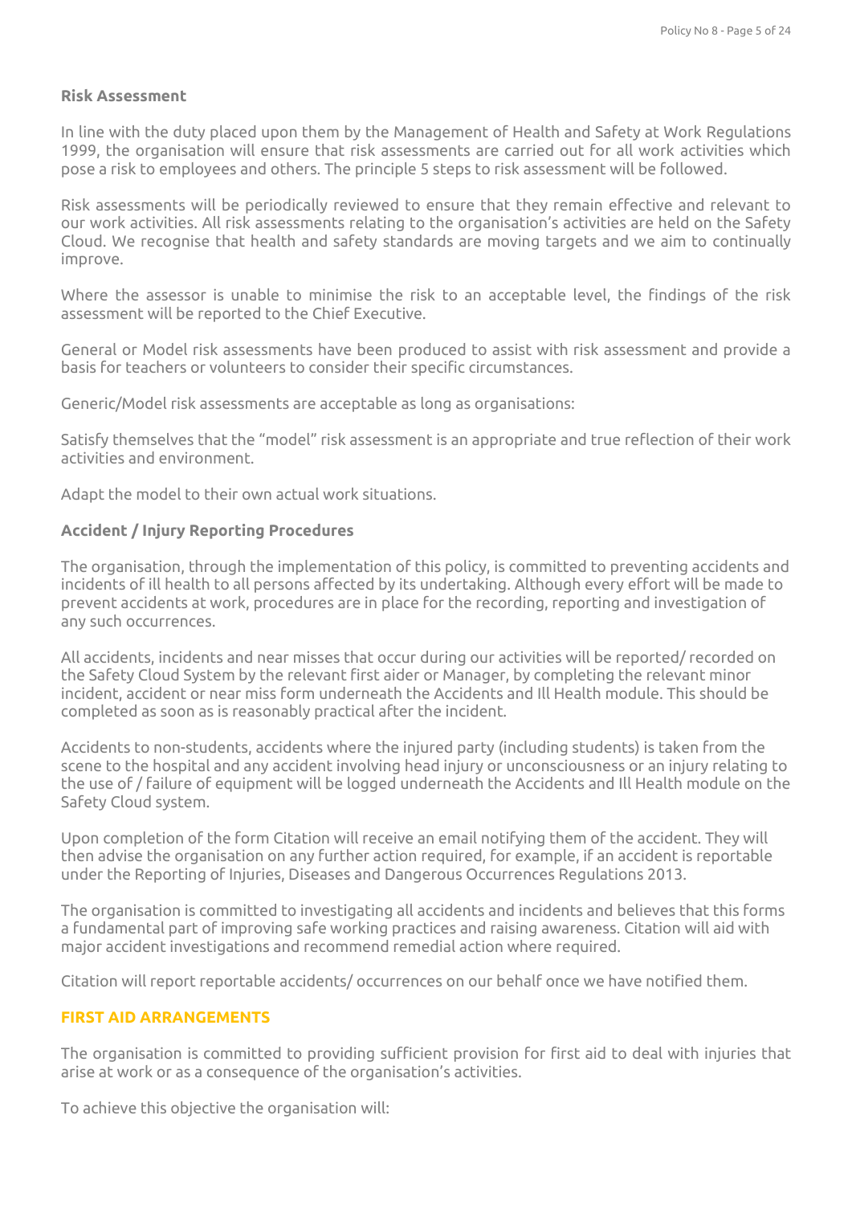### Risk Assessment

In line with the duty placed upon them by the Management of Health and Safety at Work Regulations 1999, the organisation will ensure that risk assessments are carried out for all work activities which pose a risk to employees and others. The principle 5 steps to risk assessment will be followed.

Risk assessments will be periodically reviewed to ensure that they remain effective and relevant to our work activities. All risk assessments relating to the organisation's activities are held on the Safety Cloud. We recognise that health and safety standards are moving targets and we aim to continually improve.

Where the assessor is unable to minimise the risk to an acceptable level, the findings of the risk assessment will be reported to the Chief Executive.

General or Model risk assessments have been produced to assist with risk assessment and provide a basis for teachers or volunteers to consider their specific circumstances.

Generic/Model risk assessments are acceptable as long as organisations:

Satisfy themselves that the "model" risk assessment is an appropriate and true reflection of their work activities and environment.

Adapt the model to their own actual work situations.

### Accident / Injury Reporting Procedures

The organisation, through the implementation of this policy, is committed to preventing accidents and incidents of ill health to all persons affected by its undertaking. Although every effort will be made to prevent accidents at work, procedures are in place for the recording, reporting and investigation of any such occurrences.

All accidents, incidents and near misses that occur during our activities will be reported/ recorded on the Safety Cloud System by the relevant first aider or Manager, by completing the relevant minor incident, accident or near miss form underneath the Accidents and Ill Health module. This should be completed as soon as is reasonably practical after the incident.

Accidents to non-students, accidents where the injured party (including students) is taken from the scene to the hospital and any accident involving head injury or unconsciousness or an injury relating to the use of / failure of equipment will be logged underneath the Accidents and Ill Health module on the Safety Cloud system.

Upon completion of the form Citation will receive an email notifying them of the accident. They will then advise the organisation on any further action required, for example, if an accident is reportable under the Reporting of Injuries, Diseases and Dangerous Occurrences Regulations 2013.

The organisation is committed to investigating all accidents and incidents and believes that this forms a fundamental part of improving safe working practices and raising awareness. Citation will aid with major accident investigations and recommend remedial action where required.

Citation will report reportable accidents/ occurrences on our behalf once we have notified them.

## FIRST AID ARRANGEMENTS

The organisation is committed to providing sufficient provision for first aid to deal with injuries that arise at work or as a consequence of the organisation's activities.

To achieve this objective the organisation will: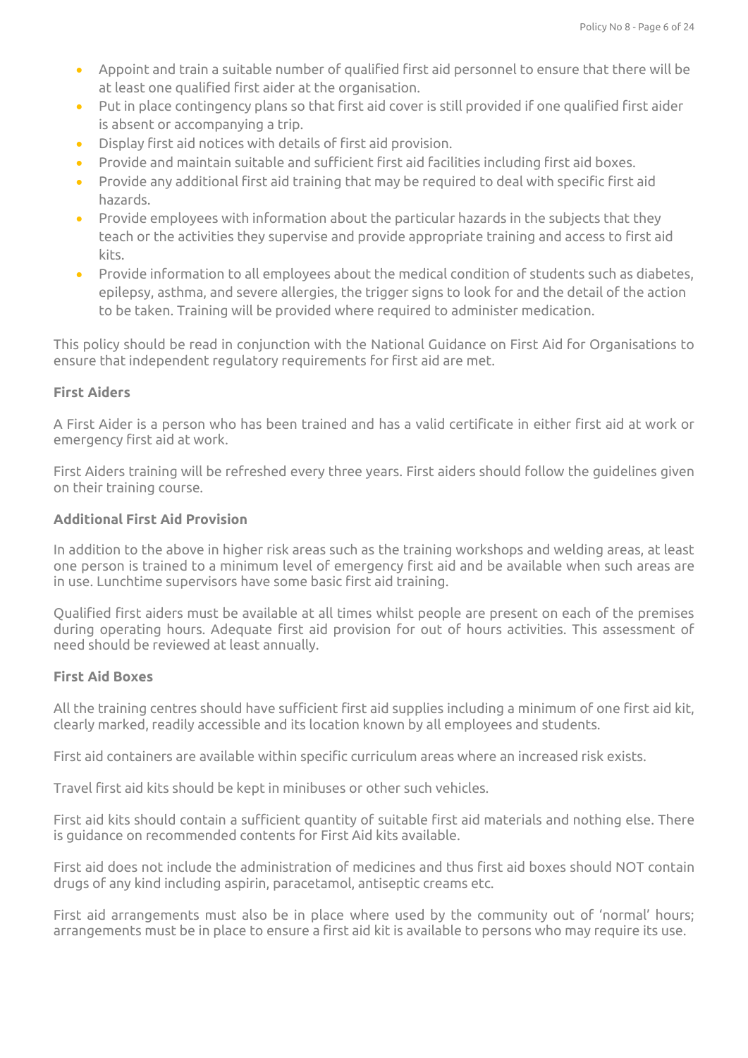- Appoint and train a suitable number of qualified first aid personnel to ensure that there will be at least one qualified first aider at the organisation.
- Put in place contingency plans so that first aid cover is still provided if one qualified first aider is absent or accompanying a trip.
- Display first aid notices with details of first aid provision.
- Provide and maintain suitable and sufficient first aid facilities including first aid boxes.
- Provide any additional first aid training that may be required to deal with specific first aid hazards.
- Provide employees with information about the particular hazards in the subjects that they teach or the activities they supervise and provide appropriate training and access to first aid kits.
- Provide information to all employees about the medical condition of students such as diabetes, epilepsy, asthma, and severe allergies, the trigger signs to look for and the detail of the action to be taken. Training will be provided where required to administer medication.

This policy should be read in conjunction with the National Guidance on First Aid for Organisations to ensure that independent regulatory requirements for first aid are met.

**First Aiders**

A First Aider is a person who has been trained and has a valid certificate in either first aid at work or emergency first aid at work.

First Aiders training will be refreshed every three years. First aiders should follow the guidelines given on their training course.

**Additional First Aid Provision**

In addition to the above in higher risk areas such as the training workshops and welding areas, at least one person is trained to a minimum level of emergency first aid and be available when such areas are in use. Lunchtime supervisors have some basic first aid training.

Qualified first aiders must be available at all times whilst people are present on each of the premises during operating hours. Adequate first aid provision for out of hours activities. This assessment of need should be reviewed at least annually.

**First Aid Boxes**

All the training centres should have sufficient first aid supplies including a minimum of one first aid kit, clearly marked, readily accessible and its location known by all employees and students.

First aid containers are available within specific curriculum areas where an increased risk exists.

Travel first aid kits should be kept in minibuses or other such vehicles.

First aid kits should contain a sufficient quantity of suitable first aid materials and nothing else. There is guidance on recommended contents for First Aid kits available.

First aid does not include the administration of medicines and thus first aid boxes should NOT contain drugs of any kind including aspirin, paracetamol, antiseptic creams etc.

First aid arrangements must also be in place where used by the community out of 'normal' hours; arrangements must be in place to ensure a first aid kit is available to persons who may require its use.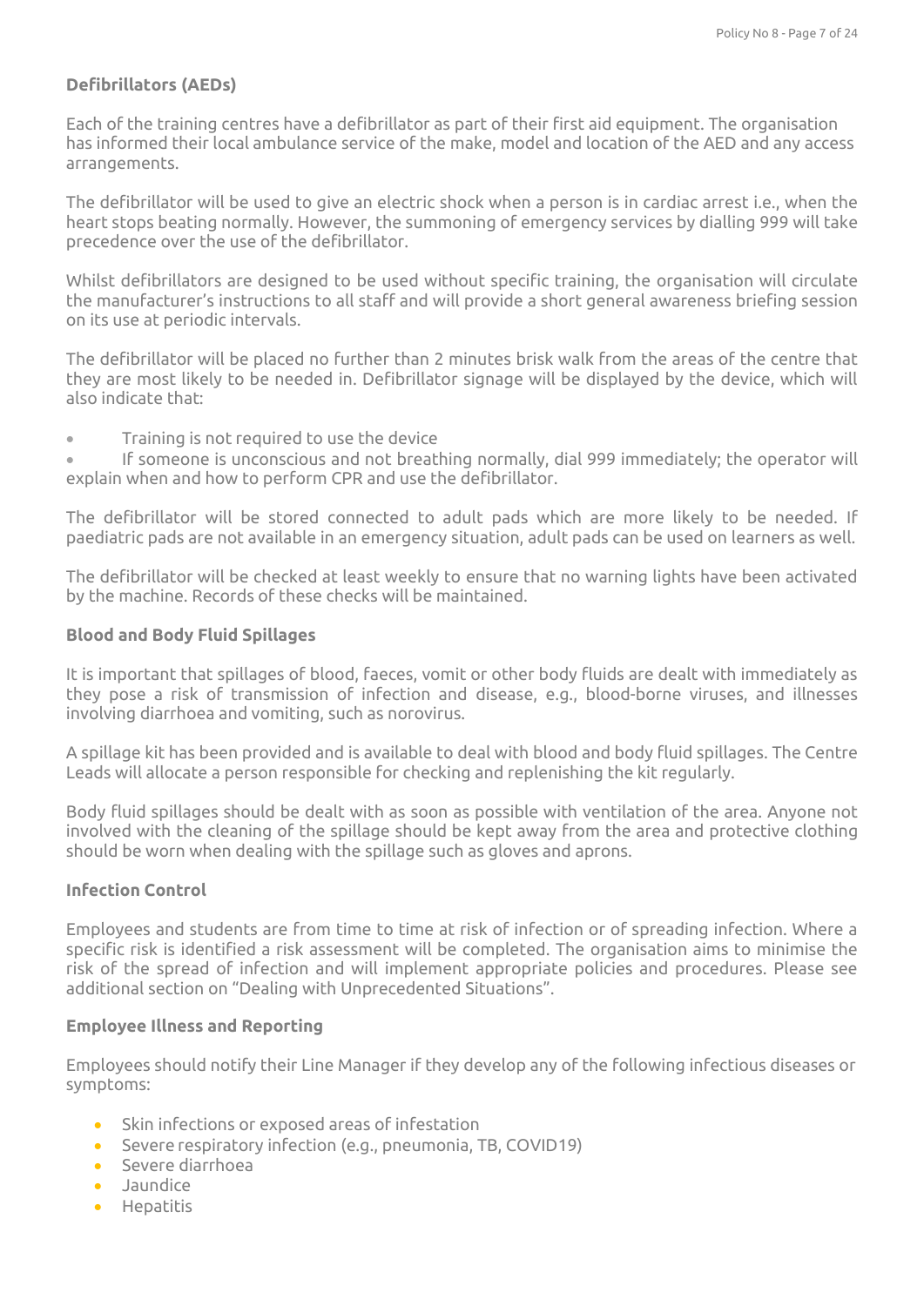**Defibrillators (AEDs)**

Each of the training centres have a defibrillator as part of their first aid equipment. The organisation has informed their local ambulance service of the make, model and location of the AED and any access arrangements.

The defibrillator will be used to give an electric shock when a person is in cardiac arrest i.e., when the heart stops beating normally. However, the summoning of emergency services by dialling 999 will take precedence over the use of the defibrillator.

Whilst defibrillators are designed to be used without specific training, the organisation will circulate the manufacturer's instructions to all staff and will provide a short general awareness briefing session on its use at periodic intervals.

The defibrillator will be placed no further than 2 minutes brisk walk from the areas of the centre that they are most likely to be needed in. Defibrillator signage will be displayed by the device, which will also indicate that:

- Training is not required to use the device
- If someone is unconscious and not breathing normally, dial 999 immediately; the operator will explain when and how to perform CPR and use the defibrillator.

The defibrillator will be stored connected to adult pads which are more likely to be needed. If paediatric pads are not available in an emergency situation, adult pads can be used on learners as well.

The defibrillator will be checked at least weekly to ensure that no warning lights have been activated by the machine. Records of these checks will be maintained.

**Blood and Body Fluid Spillages**

It is important that spillages of blood, faeces, vomit or other body fluids are dealt with immediately as they pose a risk of transmission of infection and disease, e.g., blood-borne viruses, and illnesses involving diarrhoea and vomiting, such as norovirus.

A spillage kit has been provided and is available to deal with blood and body fluid spillages. The Centre Leads will allocate a person responsible for checking and replenishing the kit regularly.

Body fluid spillages should be dealt with as soon as possible with ventilation of the area. Anyone not involved with the cleaning of the spillage should be kept away from the area and protective clothing should be worn when dealing with the spillage such as gloves and aprons.

**Infection Control**

Employees and students are from time to time at risk of infection or of spreading infection. Where a specific risk is identified a risk assessment will be completed. The organisation aims to minimise the risk of the spread of infection and will implement appropriate policies and procedures. Please see additional section on "Dealing with Unprecedented Situations".

**Employee Illness and Reporting**

Employees should notify their Line Manager if they develop any of the following infectious diseases or symptoms:

- Skin infections or exposed areas of infestation
- Severe respiratory infection (e.g., pneumonia, TB, COVID19)
- Severe diarrhoea
- Jaundice
- Hepatitis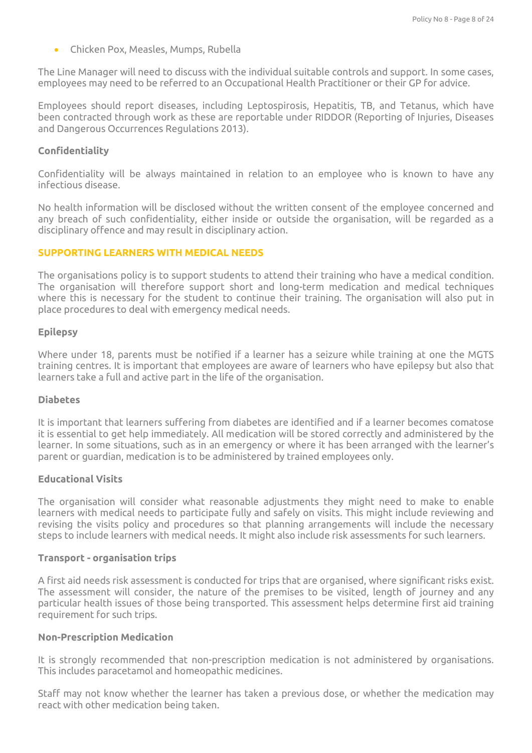- Chicken Pox, Measles, Mumps, Rubella

The Line Manager will need to discuss with the individual suitable controls and support. In some cases, employees may need to be referred to an Occupational Health Practitioner or their GP for advice.

Employees should report diseases, including Leptospirosis, Hepatitis, TB, and Tetanus, which have been contracted through work as these are reportable under RIDDOR (Reporting of Injuries, Diseases and Dangerous Occurrences Regulations 2013).

**Confidentiality**

Confidentiality will be always maintained in relation to an employee who is known to have any infectious disease.

No health information will be disclosed without the written consent of the employee concerned and any breach of such confidentiality, either inside or outside the organisation, will be regarded as a disciplinary offence and may result in disciplinary action.

## SUPPORTING LEARNERS WITH MEDICAL NEEDS

The organisations policy is to support students to attend their training who have a medical condition. The organisation will therefore support short and long-term medication and medical techniques where this is necessary for the student to continue their training. The organisation will also put in place procedures to deal with emergency medical needs.

**Epilepsy**

Where under 18, parents must be notified if a learner has a seizure while training at one the MGTS training centres. It is important that employees are aware of learners who have epilepsy but also that learners take a full and active part in the life of the organisation.

**Diabetes**

It is important that learners suffering from diabetes are identified and if a learner becomes comatose it is essential to get help immediately. All medication will be stored correctly and administered by the learner. In some situations, such as in an emergency or where it has been arranged with the learner's parent or guardian, medication is to be administered by trained employees only.

**Educational Visits**

The organisation will consider what reasonable adjustments they might need to make to enable learners with medical needs to participate fully and safely on visits. This might include reviewing and revising the visits policy and procedures so that planning arrangements will include the necessary steps to include learners with medical needs. It might also include risk assessments for such learners.

**Transport - organisation trips**

A first aid needs risk assessment is conducted for trips that are organised, where significant risks exist. The assessment will consider, the nature of the premises to be visited, length of journey and any particular health issues of those being transported. This assessment helps determine first aid training requirement for such trips.

**Non-Prescription Medication**

It is strongly recommended that non-prescription medication is not administered by organisations. This includes paracetamol and homeopathic medicines.

Staff may not know whether the learner has taken a previous dose, or whether the medication may react with other medication being taken.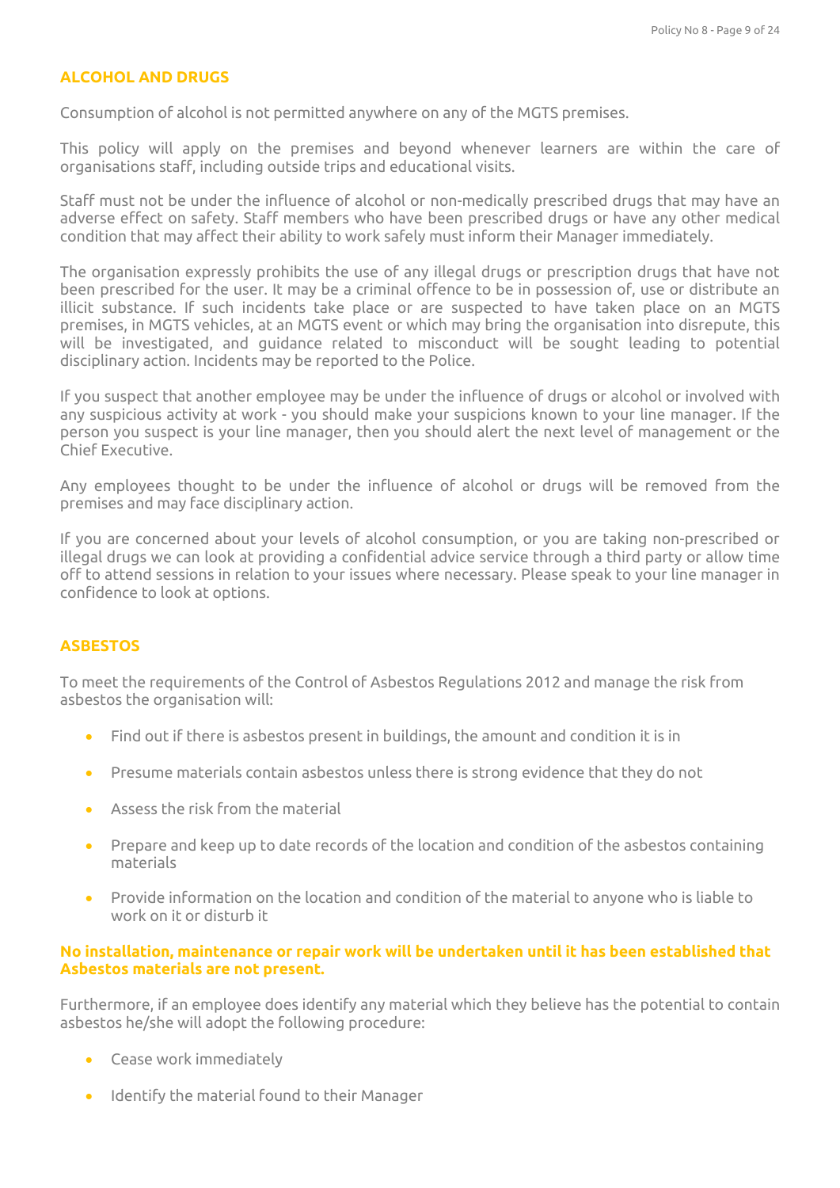## ALCOHOL AND DRUGS

Consumption of alcohol is not permitted anywhere on any of the MGTS premises.

This policy will apply on the premises and beyond whenever learners are within the care of organisations staff, including outside trips and educational visits.

Staff must not be under the influence of alcohol or non-medically prescribed drugs that may have an adverse effect on safety. Staff members who have been prescribed drugs or have any other medical condition that may affect their ability to work safely must inform their Manager immediately.

The organisation expressly prohibits the use of any illegal drugs or prescription drugs that have not been prescribed for the user. It may be a criminal offence to be in possession of, use or distribute an illicit substance. If such incidents take place or are suspected to have taken place on an MGTS premises, in MGTS vehicles, at an MGTS event or which may bring the organisation into disrepute, this will be investigated, and guidance related to misconduct will be sought leading to potential disciplinary action. Incidents may be reported to the Police.

If you suspect that another employee may be under the influence of drugs or alcohol or involved with any suspicious activity at work - you should make your suspicions known to your line manager. If the person you suspect is your line manager, then you should alert the next level of management or the Chief Executive.

Any employees thought to be under the influence of alcohol or drugs will be removed from the premises and may face disciplinary action.

If you are concerned about your levels of alcohol consumption, or you are taking non-prescribed or illegal drugs we can look at providing a confidential advice service through a third party or allow time off to attend sessions in relation to your issues where necessary. Please speak to your line manager in confidence to look at options.

## ASBESTOS

To meet the requirements of the Control of Asbestos Regulations 2012 and manage the risk from asbestos the organisation will:

- Find out if there is asbestos present in buildings, the amount and condition it is in
- Presume materials contain asbestos unless there is strong evidence that they do not
- Assess the risk from the material
- Prepare and keep up to date records of the location and condition of the asbestos containing materials
- Provide information on the location and condition of the material to anyone who is liable to work on it or disturb it

**No installation, maintenance or repair work will be undertaken until it has been established that Asbestos materials are not present.**

Furthermore, if an employee does identify any material which they believe has the potential to contain asbestos he/she will adopt the following procedure:

- Cease work immediately
- Identify the material found to their Manager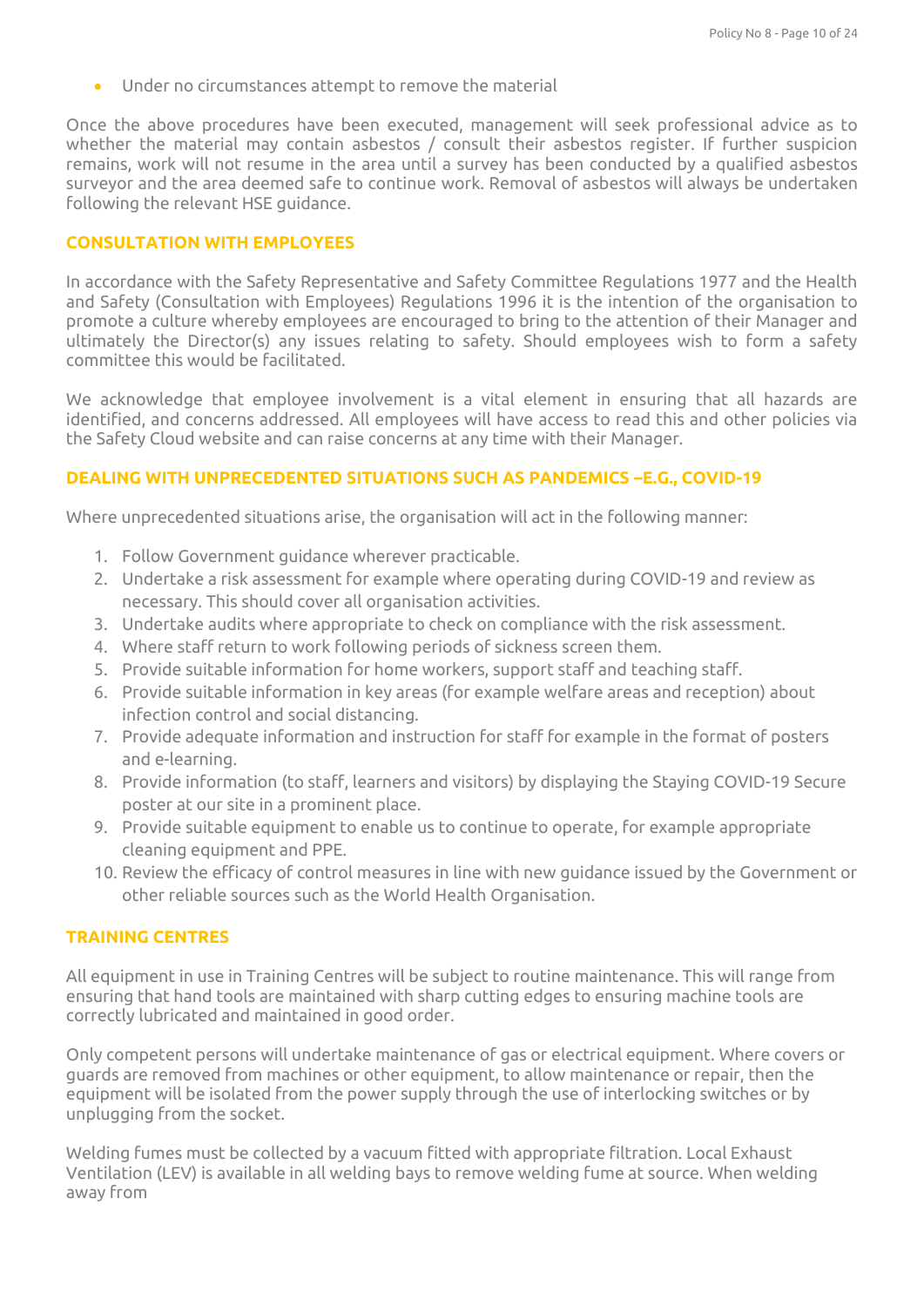- Under no circumstances attempt to remove the material

Once the above procedures have been executed, management will seek professional advice as to whether the material may contain asbestos / consult their asbestos register. If further suspicion remains, work will not resume in the area until a survey has been conducted by a qualified asbestos surveyor and the area deemed safe to continue work. Removal of asbestos will always be undertaken following the relevant HSE guidance.

## CONSULTATION WITH EMPLOYEES

In accordance with the Safety Representative and Safety Committee Regulations 1977 and the Health and Safety (Consultation with Employees) Regulations 1996 it is the intention of the organisation to promote a culture whereby employees are encouraged to bring to the attention of their Manager and ultimately the Director(s) any issues relating to safety. Should employees wish to form a safety committee this would be facilitated.

We acknowledge that employee involvement is a vital element in ensuring that all hazards are identified, and concerns addressed. All employees will have access to read this and other policies via the Safety Cloud website and can raise concerns at any time with their Manager.

## DEALING WITH UNPRECEDENTED SITUATIONS SUCH AS PANDEMICS –E.G., COVID-19

Where unprecedented situations arise, the organisation will act in the following manner:

1. Follow Government guidance wherever practicable.
2. Undertake a risk assessment for example where operating during COVID-19 and review as necessary. This should cover all organisation activities.
3. Undertake audits where appropriate to check on compliance with the risk assessment.
4. Where staff return to work following periods of sickness screen them.
5. Provide suitable information for home workers, support staff and teaching staff.
6. Provide suitable information in key areas (for example welfare areas and reception) about infection control and social distancing.
7. Provide adequate information and instruction for staff for example in the format of posters and e-learning.
8. Provide information (to staff, learners and visitors) by displaying the Staying COVID-19 Secure poster at our site in a prominent place.
9. Provide suitable equipment to enable us to continue to operate, for example appropriate cleaning equipment and PPE.
10. Review the efficacy of control measures in line with new guidance issued by the Government or other reliable sources such as the World Health Organisation.

## TRAINING CENTRES

All equipment in use in Training Centres will be subject to routine maintenance. This will range from ensuring that hand tools are maintained with sharp cutting edges to ensuring machine tools are correctly lubricated and maintained in good order.

Only competent persons will undertake maintenance of gas or electrical equipment. Where covers or guards are removed from machines or other equipment, to allow maintenance or repair, then the equipment will be isolated from the power supply through the use of interlocking switches or by unplugging from the socket.

Welding fumes must be collected by a vacuum fitted with appropriate filtration. Local Exhaust Ventilation (LEV) is available in all welding bays to remove welding fume at source. When welding away from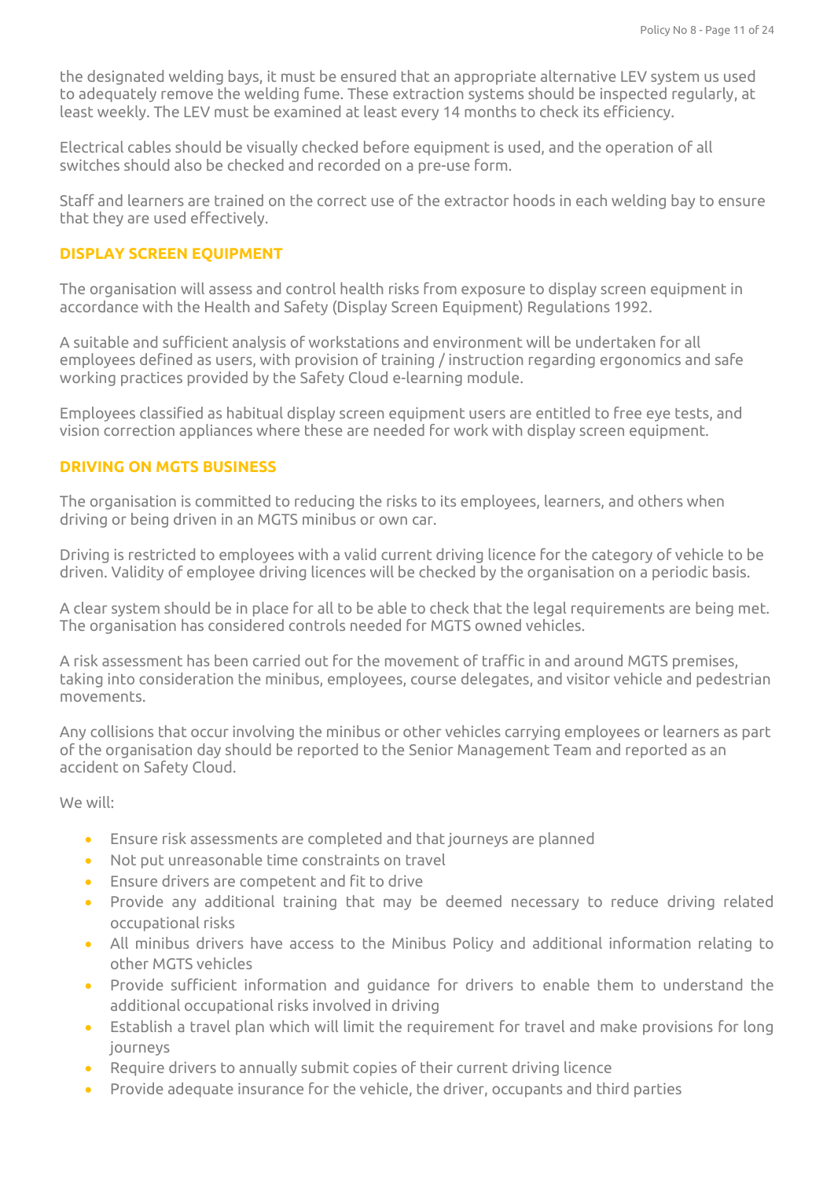the designated welding bays, it must be ensured that an appropriate alternative LEV system us used to adequately remove the welding fume. These extraction systems should be inspected regularly, at least weekly. The LEV must be examined at least every 14 months to check its efficiency.

Electrical cables should be visually checked before equipment is used, and the operation of all switches should also be checked and recorded on a pre-use form.

Staff and learners are trained on the correct use of the extractor hoods in each welding bay to ensure that they are used effectively.

## DISPLAY SCREEN EQUIPMENT

The organisation will assess and control health risks from exposure to display screen equipment in accordance with the Health and Safety (Display Screen Equipment) Regulations 1992.

A suitable and sufficient analysis of workstations and environment will be undertaken for all employees defined as users, with provision of training / instruction regarding ergonomics and safe working practices provided by the Safety Cloud e-learning module.

Employees classified as habitual display screen equipment users are entitled to free eye tests, and vision correction appliances where these are needed for work with display screen equipment.

## DRIVING ON MGTS BUSINESS

The organisation is committed to reducing the risks to its employees, learners, and others when driving or being driven in an MGTS minibus or own car.

Driving is restricted to employees with a valid current driving licence for the category of vehicle to be driven. Validity of employee driving licences will be checked by the organisation on a periodic basis.

A clear system should be in place for all to be able to check that the legal requirements are being met. The organisation has considered controls needed for MGTS owned vehicles.

A risk assessment has been carried out for the movement of traffic in and around MGTS premises, taking into consideration the minibus, employees, course delegates, and visitor vehicle and pedestrian movements.

Any collisions that occur involving the minibus or other vehicles carrying employees or learners as part of the organisation day should be reported to the Senior Management Team and reported as an accident on Safety Cloud.

We will:

- Ensure risk assessments are completed and that journeys are planned
- Not put unreasonable time constraints on travel
- Ensure drivers are competent and fit to drive
- Provide any additional training that may be deemed necessary to reduce driving related occupational risks
- All minibus drivers have access to the Minibus Policy and additional information relating to other MGTS vehicles
- Provide sufficient information and guidance for drivers to enable them to understand the additional occupational risks involved in driving
- Establish a travel plan which will limit the requirement for travel and make provisions for long journeys
- Require drivers to annually submit copies of their current driving licence
- Provide adequate insurance for the vehicle, the driver, occupants and third parties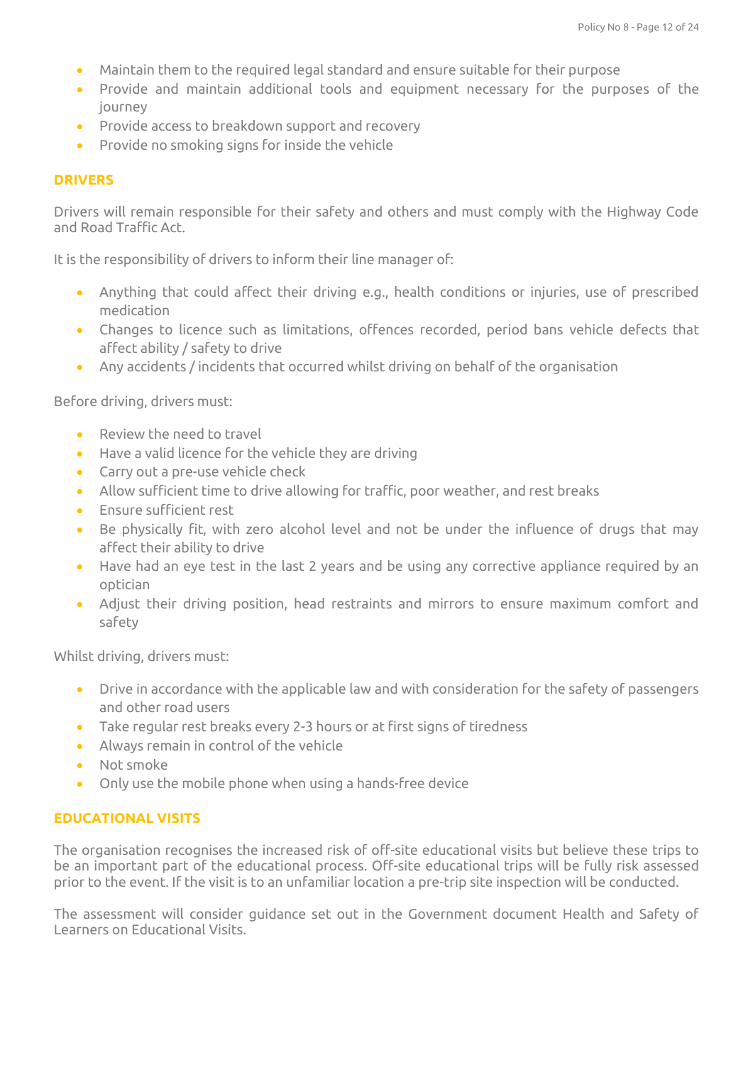- Maintain them to the required legal standard and ensure suitable for their purpose
- Provide and maintain additional tools and equipment necessary for the purposes of the journey
- Provide access to breakdown support and recovery
- Provide no smoking signs for inside the vehicle

## DRIVERS

Drivers will remain responsible for their safety and others and must comply with the Highway Code and Road Traffic Act.

It is the responsibility of drivers to inform their line manager of:

- Anything that could affect their driving e.g., health conditions or injuries, use of prescribed medication
- Changes to licence such as limitations, offences recorded, period bans vehicle defects that affect ability / safety to drive
- Any accidents / incidents that occurred whilst driving on behalf of the organisation

Before driving, drivers must:

- Review the need to travel
- Have a valid licence for the vehicle they are driving
- Carry out a pre-use vehicle check
- Allow sufficient time to drive allowing for traffic, poor weather, and rest breaks
- Ensure sufficient rest
- Be physically fit, with zero alcohol level and not be under the influence of drugs that may affect their ability to drive
- Have had an eye test in the last 2 years and be using any corrective appliance required by an optician
- Adjust their driving position, head restraints and mirrors to ensure maximum comfort and safety

Whilst driving, drivers must:

- Drive in accordance with the applicable law and with consideration for the safety of passengers and other road users
- Take regular rest breaks every 2-3 hours or at first signs of tiredness
- Always remain in control of the vehicle
- Not smoke
- Only use the mobile phone when using a hands-free device

## EDUCATIONAL VISITS

The organisation recognises the increased risk of off-site educational visits but believe these trips to be an important part of the educational process. Off-site educational trips will be fully risk assessed prior to the event. If the visit is to an unfamiliar location a pre-trip site inspection will be conducted.

The assessment will consider guidance set out in the Government document Health and Safety of Learners on Educational Visits.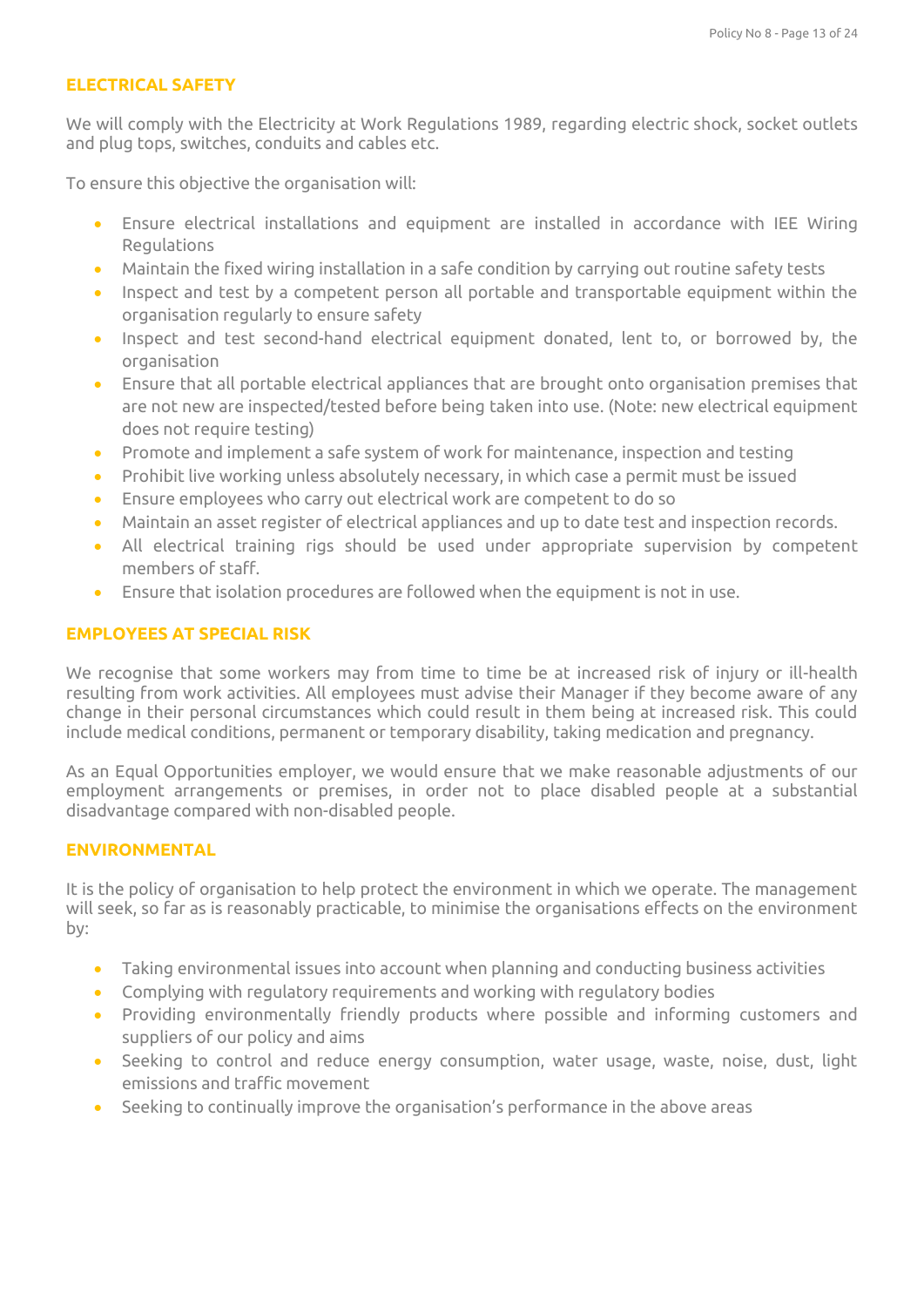## ELECTRICAL SAFETY

We will comply with the Electricity at Work Regulations 1989, regarding electric shock, socket outlets and plug tops, switches, conduits and cables etc.

To ensure this objective the organisation will:

- Ensure electrical installations and equipment are installed in accordance with IEE Wiring Regulations
- Maintain the fixed wiring installation in a safe condition by carrying out routine safety tests
- Inspect and test by a competent person all portable and transportable equipment within the organisation regularly to ensure safety
- Inspect and test second-hand electrical equipment donated, lent to, or borrowed by, the organisation
- Ensure that all portable electrical appliances that are brought onto organisation premises that are not new are inspected/tested before being taken into use. (Note: new electrical equipment does not require testing)
- Promote and implement a safe system of work for maintenance, inspection and testing
- Prohibit live working unless absolutely necessary, in which case a permit must be issued
- Ensure employees who carry out electrical work are competent to do so
- Maintain an asset register of electrical appliances and up to date test and inspection records.
- All electrical training rigs should be used under appropriate supervision by competent members of staff.
- Ensure that isolation procedures are followed when the equipment is not in use.

## EMPLOYEES AT SPECIAL RISK

We recognise that some workers may from time to time be at increased risk of injury or ill-health resulting from work activities. All employees must advise their Manager if they become aware of any change in their personal circumstances which could result in them being at increased risk. This could include medical conditions, permanent or temporary disability, taking medication and pregnancy.

As an Equal Opportunities employer, we would ensure that we make reasonable adjustments of our employment arrangements or premises, in order not to place disabled people at a substantial disadvantage compared with non-disabled people.

## ENVIRONMENTAL

It is the policy of organisation to help protect the environment in which we operate. The management will seek, so far as is reasonably practicable, to minimise the organisations effects on the environment by:

- Taking environmental issues into account when planning and conducting business activities
- Complying with regulatory requirements and working with regulatory bodies
- Providing environmentally friendly products where possible and informing customers and suppliers of our policy and aims
- Seeking to control and reduce energy consumption, water usage, waste, noise, dust, light emissions and traffic movement
- Seeking to continually improve the organisation's performance in the above areas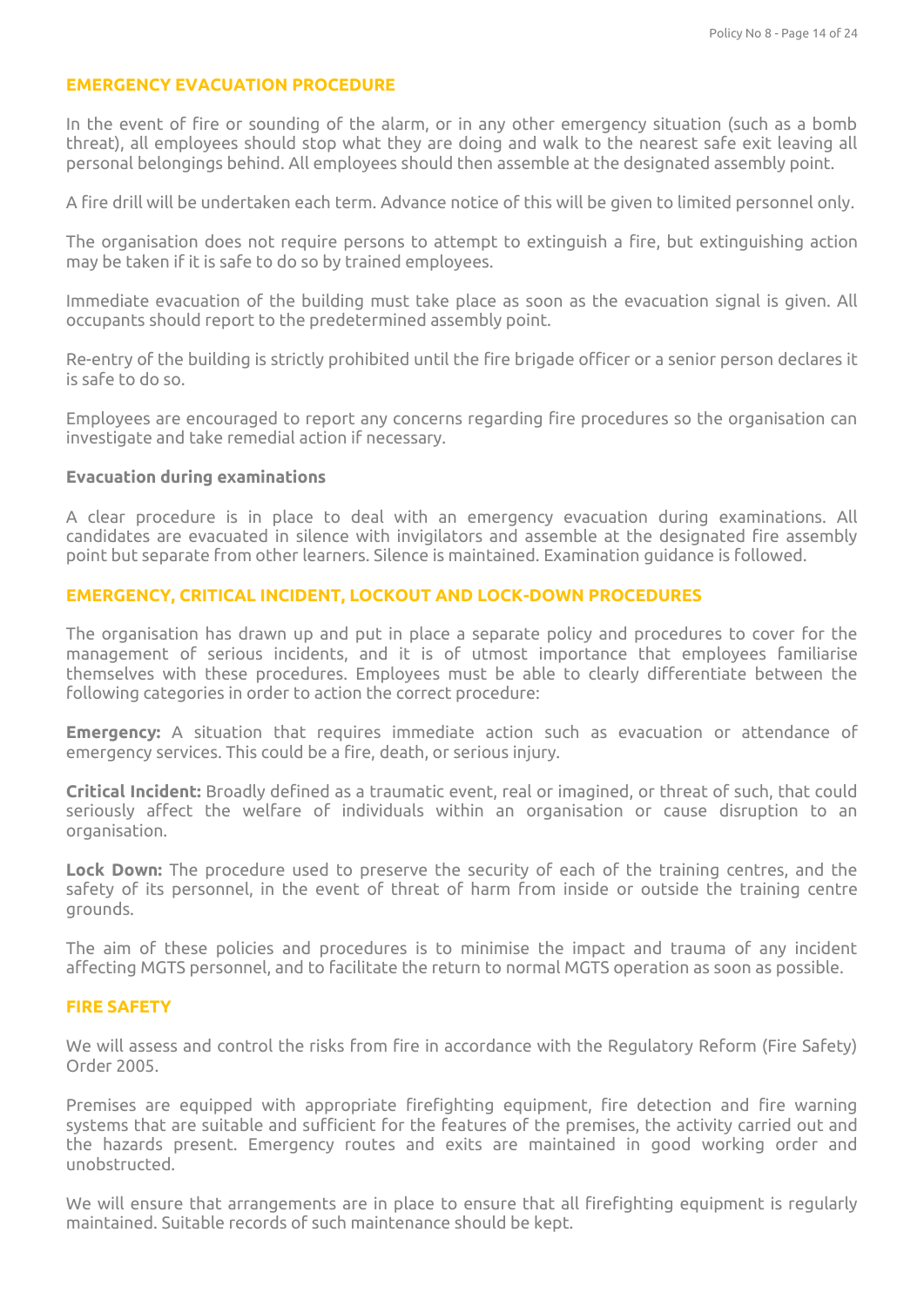## EMERGENCY EVACUATION PROCEDURE

In the event of fire or sounding of the alarm, or in any other emergency situation (such as a bomb threat), all employees should stop what they are doing and walk to the nearest safe exit leaving all personal belongings behind. All employees should then assemble at the designated assembly point.

A fire drill will be undertaken each term. Advance notice of this will be given to limited personnel only.

The organisation does not require persons to attempt to extinguish a fire, but extinguishing action may be taken if it is safe to do so by trained employees.

Immediate evacuation of the building must take place as soon as the evacuation signal is given. All occupants should report to the predetermined assembly point.

Re-entry of the building is strictly prohibited until the fire brigade officer or a senior person declares it is safe to do so.

Employees are encouraged to report any concerns regarding fire procedures so the organisation can investigate and take remedial action if necessary.

### Evacuation during examinations

A clear procedure is in place to deal with an emergency evacuation during examinations. All candidates are evacuated in silence with invigilators and assemble at the designated fire assembly point but separate from other learners. Silence is maintained. Examination guidance is followed.

## EMERGENCY, CRITICAL INCIDENT, LOCKOUT AND LOCK-DOWN PROCEDURES

The organisation has drawn up and put in place a separate policy and procedures to cover for the management of serious incidents, and it is of utmost importance that employees familiarise themselves with these procedures. Employees must be able to clearly differentiate between the following categories in order to action the correct procedure:

**Emergency:** A situation that requires immediate action such as evacuation or attendance of emergency services. This could be a fire, death, or serious injury.

**Critical Incident:** Broadly defined as a traumatic event, real or imagined, or threat of such, that could seriously affect the welfare of individuals within an organisation or cause disruption to an organisation.

**Lock Down:** The procedure used to preserve the security of each of the training centres, and the safety of its personnel, in the event of threat of harm from inside or outside the training centre grounds.

The aim of these policies and procedures is to minimise the impact and trauma of any incident affecting MGTS personnel, and to facilitate the return to normal MGTS operation as soon as possible.

## FIRE SAFETY

We will assess and control the risks from fire in accordance with the Regulatory Reform (Fire Safety) Order 2005.

Premises are equipped with appropriate firefighting equipment, fire detection and fire warning systems that are suitable and sufficient for the features of the premises, the activity carried out and the hazards present. Emergency routes and exits are maintained in good working order and unobstructed.

We will ensure that arrangements are in place to ensure that all firefighting equipment is regularly maintained. Suitable records of such maintenance should be kept.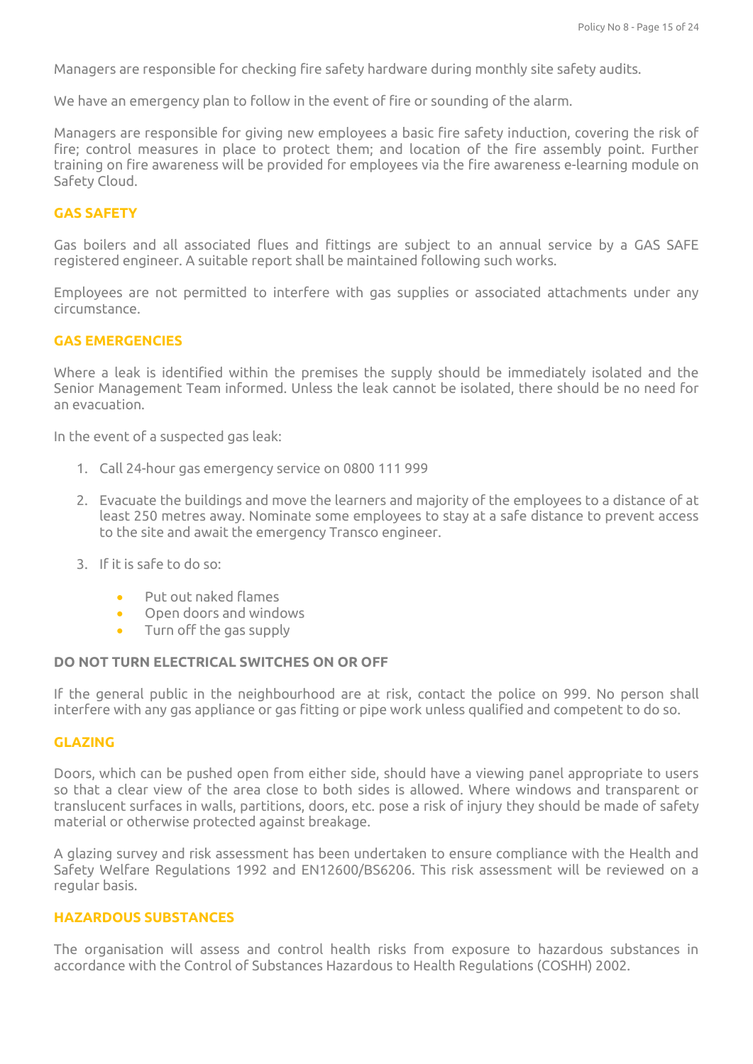Managers are responsible for checking fire safety hardware during monthly site safety audits.

We have an emergency plan to follow in the event of fire or sounding of the alarm.

Managers are responsible for giving new employees a basic fire safety induction, covering the risk of fire; control measures in place to protect them; and location of the fire assembly point. Further training on fire awareness will be provided for employees via the fire awareness e-learning module on Safety Cloud.

## GAS SAFETY

Gas boilers and all associated flues and fittings are subject to an annual service by a GAS SAFE registered engineer. A suitable report shall be maintained following such works.

Employees are not permitted to interfere with gas supplies or associated attachments under any circumstance.

## GAS EMERGENCIES

Where a leak is identified within the premises the supply should be immediately isolated and the Senior Management Team informed. Unless the leak cannot be isolated, there should be no need for an evacuation.

In the event of a suspected gas leak:

1. Call 24-hour gas emergency service on 0800 111 999
2. Evacuate the buildings and move the learners and majority of the employees to a distance of at least 250 metres away. Nominate some employees to stay at a safe distance to prevent access to the site and await the emergency Transco engineer.
3. If it is safe to do so:
   - Put out naked flames
   - Open doors and windows
   - Turn off the gas supply

**DO NOT TURN ELECTRICAL SWITCHES ON OR OFF**

If the general public in the neighbourhood are at risk, contact the police on 999. No person shall interfere with any gas appliance or gas fitting or pipe work unless qualified and competent to do so.

## GLAZING

Doors, which can be pushed open from either side, should have a viewing panel appropriate to users so that a clear view of the area close to both sides is allowed. Where windows and transparent or translucent surfaces in walls, partitions, doors, etc. pose a risk of injury they should be made of safety material or otherwise protected against breakage.

A glazing survey and risk assessment has been undertaken to ensure compliance with the Health and Safety Welfare Regulations 1992 and EN12600/BS6206. This risk assessment will be reviewed on a regular basis.

## HAZARDOUS SUBSTANCES

The organisation will assess and control health risks from exposure to hazardous substances in accordance with the Control of Substances Hazardous to Health Regulations (COSHH) 2002.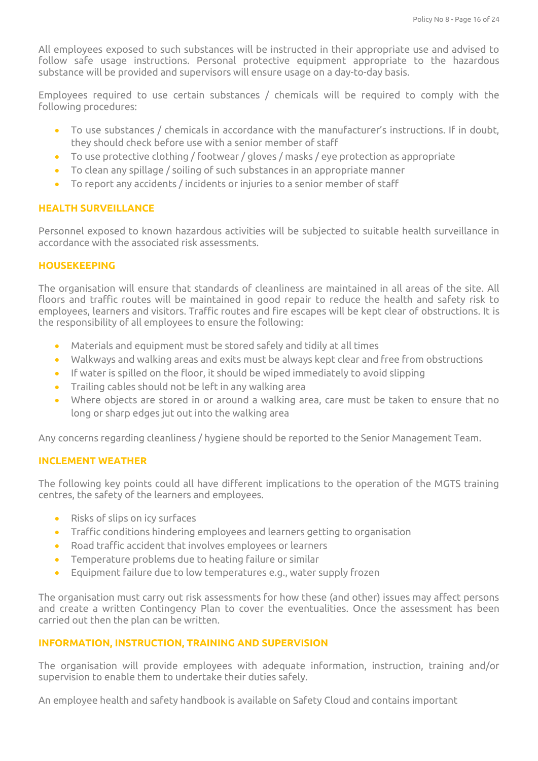All employees exposed to such substances will be instructed in their appropriate use and advised to follow safe usage instructions. Personal protective equipment appropriate to the hazardous substance will be provided and supervisors will ensure usage on a day-to-day basis.

Employees required to use certain substances / chemicals will be required to comply with the following procedures:

- To use substances / chemicals in accordance with the manufacturer's instructions. If in doubt, they should check before use with a senior member of staff
- To use protective clothing / footwear / gloves / masks / eye protection as appropriate
- To clean any spillage / soiling of such substances in an appropriate manner
- To report any accidents / incidents or injuries to a senior member of staff

## HEALTH SURVEILLANCE

Personnel exposed to known hazardous activities will be subjected to suitable health surveillance in accordance with the associated risk assessments.

## HOUSEKEEPING

The organisation will ensure that standards of cleanliness are maintained in all areas of the site. All floors and traffic routes will be maintained in good repair to reduce the health and safety risk to employees, learners and visitors. Traffic routes and fire escapes will be kept clear of obstructions. It is the responsibility of all employees to ensure the following:

- Materials and equipment must be stored safely and tidily at all times
- Walkways and walking areas and exits must be always kept clear and free from obstructions
- If water is spilled on the floor, it should be wiped immediately to avoid slipping
- Trailing cables should not be left in any walking area
- Where objects are stored in or around a walking area, care must be taken to ensure that no long or sharp edges jut out into the walking area

Any concerns regarding cleanliness / hygiene should be reported to the Senior Management Team.

## INCLEMENT WEATHER

The following key points could all have different implications to the operation of the MGTS training centres, the safety of the learners and employees.

- Risks of slips on icy surfaces
- Traffic conditions hindering employees and learners getting to organisation
- Road traffic accident that involves employees or learners
- Temperature problems due to heating failure or similar
- Equipment failure due to low temperatures e.g., water supply frozen

The organisation must carry out risk assessments for how these (and other) issues may affect persons and create a written Contingency Plan to cover the eventualities. Once the assessment has been carried out then the plan can be written.

## INFORMATION, INSTRUCTION, TRAINING AND SUPERVISION

The organisation will provide employees with adequate information, instruction, training and/or supervision to enable them to undertake their duties safely.

An employee health and safety handbook is available on Safety Cloud and contains important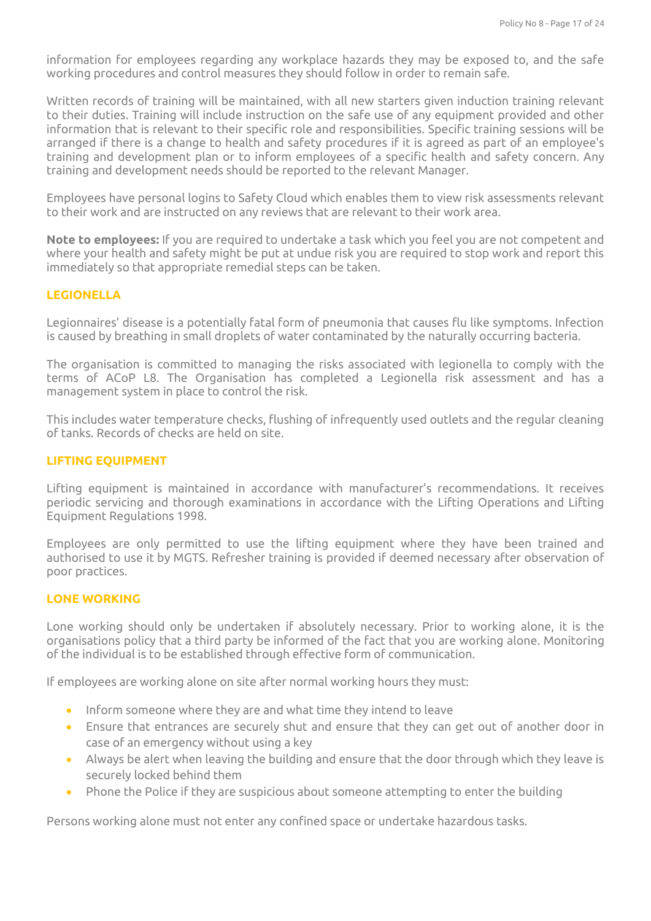information for employees regarding any workplace hazards they may be exposed to, and the safe working procedures and control measures they should follow in order to remain safe.

Written records of training will be maintained, with all new starters given induction training relevant to their duties. Training will include instruction on the safe use of any equipment provided and other information that is relevant to their specific role and responsibilities. Specific training sessions will be arranged if there is a change to health and safety procedures if it is agreed as part of an employee's training and development plan or to inform employees of a specific health and safety concern. Any training and development needs should be reported to the relevant Manager.

Employees have personal logins to Safety Cloud which enables them to view risk assessments relevant to their work and are instructed on any reviews that are relevant to their work area.

**Note to employees:** If you are required to undertake a task which you feel you are not competent and where your health and safety might be put at undue risk you are required to stop work and report this immediately so that appropriate remedial steps can be taken.

## LEGIONELLA

Legionnaires' disease is a potentially fatal form of pneumonia that causes flu like symptoms. Infection is caused by breathing in small droplets of water contaminated by the naturally occurring bacteria.

The organisation is committed to managing the risks associated with legionella to comply with the terms of ACoP L8. The Organisation has completed a Legionella risk assessment and has a management system in place to control the risk.

This includes water temperature checks, flushing of infrequently used outlets and the regular cleaning of tanks. Records of checks are held on site.

## LIFTING EQUIPMENT

Lifting equipment is maintained in accordance with manufacturer's recommendations. It receives periodic servicing and thorough examinations in accordance with the Lifting Operations and Lifting Equipment Regulations 1998.

Employees are only permitted to use the lifting equipment where they have been trained and authorised to use it by MGTS. Refresher training is provided if deemed necessary after observation of poor practices.

## LONE WORKING

Lone working should only be undertaken if absolutely necessary. Prior to working alone, it is the organisations policy that a third party be informed of the fact that you are working alone. Monitoring of the individual is to be established through effective form of communication.

If employees are working alone on site after normal working hours they must:

- Inform someone where they are and what time they intend to leave
- Ensure that entrances are securely shut and ensure that they can get out of another door in case of an emergency without using a key
- Always be alert when leaving the building and ensure that the door through which they leave is securely locked behind them
- Phone the Police if they are suspicious about someone attempting to enter the building

Persons working alone must not enter any confined space or undertake hazardous tasks.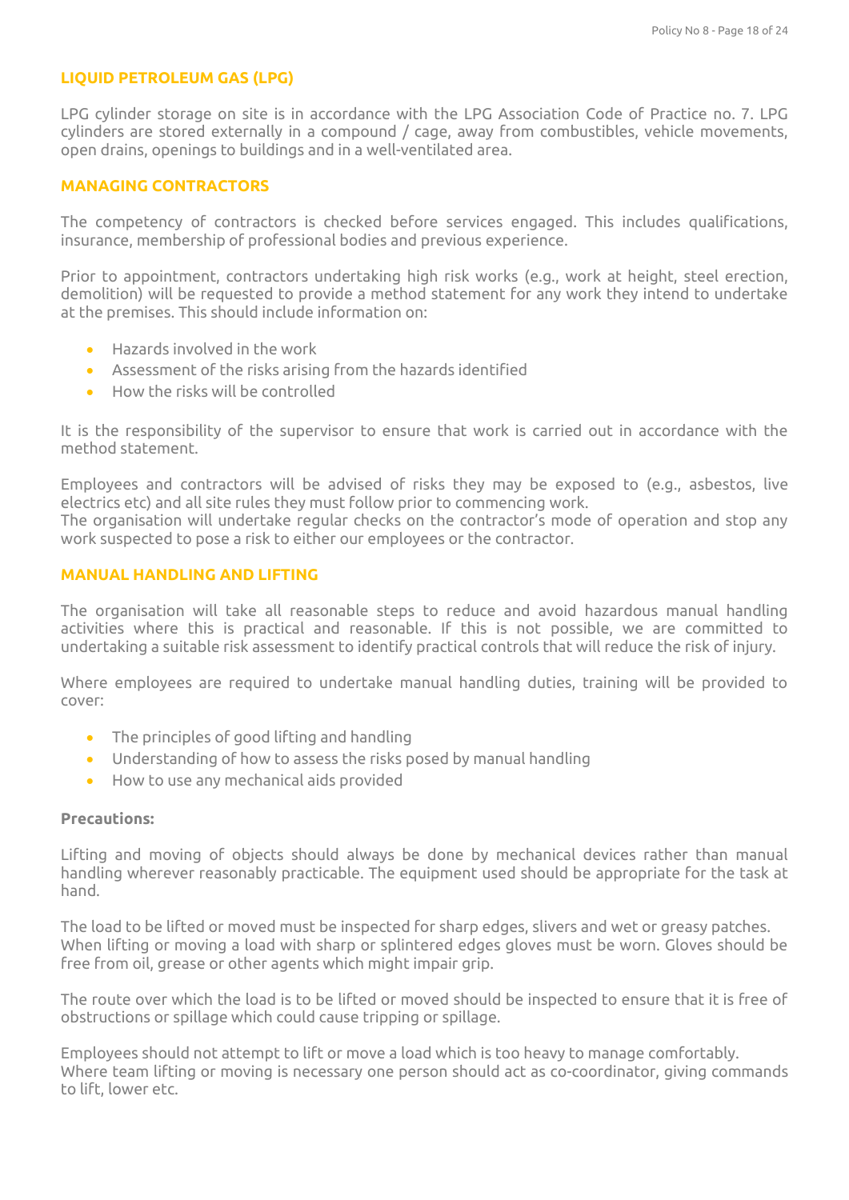## LIQUID PETROLEUM GAS (LPG)

LPG cylinder storage on site is in accordance with the LPG Association Code of Practice no. 7. LPG cylinders are stored externally in a compound / cage, away from combustibles, vehicle movements, open drains, openings to buildings and in a well-ventilated area.

## MANAGING CONTRACTORS

The competency of contractors is checked before services engaged. This includes qualifications, insurance, membership of professional bodies and previous experience.

Prior to appointment, contractors undertaking high risk works (e.g., work at height, steel erection, demolition) will be requested to provide a method statement for any work they intend to undertake at the premises. This should include information on:

- Hazards involved in the work
- Assessment of the risks arising from the hazards identified
- How the risks will be controlled

It is the responsibility of the supervisor to ensure that work is carried out in accordance with the method statement.

Employees and contractors will be advised of risks they may be exposed to (e.g., asbestos, live electrics etc) and all site rules they must follow prior to commencing work.
The organisation will undertake regular checks on the contractor's mode of operation and stop any work suspected to pose a risk to either our employees or the contractor.

## MANUAL HANDLING AND LIFTING

The organisation will take all reasonable steps to reduce and avoid hazardous manual handling activities where this is practical and reasonable. If this is not possible, we are committed to undertaking a suitable risk assessment to identify practical controls that will reduce the risk of injury.

Where employees are required to undertake manual handling duties, training will be provided to cover:

- The principles of good lifting and handling
- Understanding of how to assess the risks posed by manual handling
- How to use any mechanical aids provided

**Precautions:**

Lifting and moving of objects should always be done by mechanical devices rather than manual handling wherever reasonably practicable. The equipment used should be appropriate for the task at hand.

The load to be lifted or moved must be inspected for sharp edges, slivers and wet or greasy patches.
When lifting or moving a load with sharp or splintered edges gloves must be worn. Gloves should be free from oil, grease or other agents which might impair grip.

The route over which the load is to be lifted or moved should be inspected to ensure that it is free of obstructions or spillage which could cause tripping or spillage.

Employees should not attempt to lift or move a load which is too heavy to manage comfortably.
Where team lifting or moving is necessary one person should act as co-coordinator, giving commands to lift, lower etc.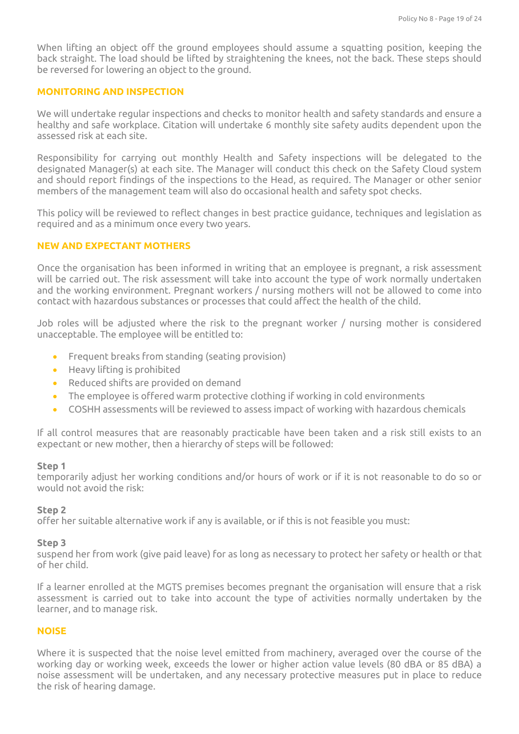When lifting an object off the ground employees should assume a squatting position, keeping the back straight. The load should be lifted by straightening the knees, not the back. These steps should be reversed for lowering an object to the ground.

## MONITORING AND INSPECTION

We will undertake regular inspections and checks to monitor health and safety standards and ensure a healthy and safe workplace. Citation will undertake 6 monthly site safety audits dependent upon the assessed risk at each site.

Responsibility for carrying out monthly Health and Safety inspections will be delegated to the designated Manager(s) at each site. The Manager will conduct this check on the Safety Cloud system and should report findings of the inspections to the Head, as required. The Manager or other senior members of the management team will also do occasional health and safety spot checks.

This policy will be reviewed to reflect changes in best practice guidance, techniques and legislation as required and as a minimum once every two years.

## NEW AND EXPECTANT MOTHERS

Once the organisation has been informed in writing that an employee is pregnant, a risk assessment will be carried out. The risk assessment will take into account the type of work normally undertaken and the working environment. Pregnant workers / nursing mothers will not be allowed to come into contact with hazardous substances or processes that could affect the health of the child.

Job roles will be adjusted where the risk to the pregnant worker / nursing mother is considered unacceptable. The employee will be entitled to:

- Frequent breaks from standing (seating provision)
- Heavy lifting is prohibited
- Reduced shifts are provided on demand
- The employee is offered warm protective clothing if working in cold environments
- COSHH assessments will be reviewed to assess impact of working with hazardous chemicals

If all control measures that are reasonably practicable have been taken and a risk still exists to an expectant or new mother, then a hierarchy of steps will be followed:

**Step 1**
temporarily adjust her working conditions and/or hours of work or if it is not reasonable to do so or would not avoid the risk:

**Step 2**
offer her suitable alternative work if any is available, or if this is not feasible you must:

**Step 3**
suspend her from work (give paid leave) for as long as necessary to protect her safety or health or that of her child.

If a learner enrolled at the MGTS premises becomes pregnant the organisation will ensure that a risk assessment is carried out to take into account the type of activities normally undertaken by the learner, and to manage risk.

## NOISE

Where it is suspected that the noise level emitted from machinery, averaged over the course of the working day or working week, exceeds the lower or higher action value levels (80 dBA or 85 dBA) a noise assessment will be undertaken, and any necessary protective measures put in place to reduce the risk of hearing damage.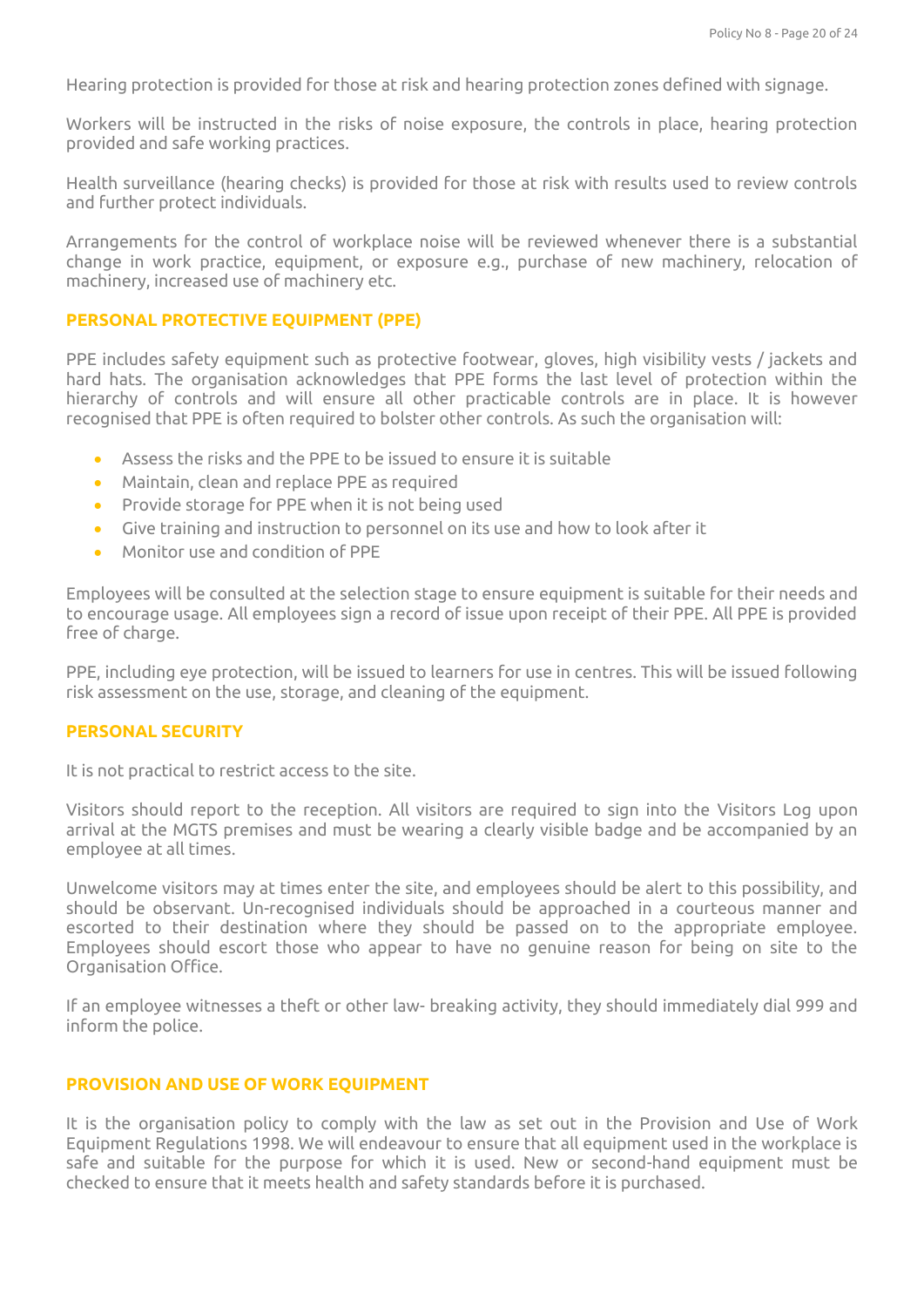Hearing protection is provided for those at risk and hearing protection zones defined with signage.

Workers will be instructed in the risks of noise exposure, the controls in place, hearing protection provided and safe working practices.

Health surveillance (hearing checks) is provided for those at risk with results used to review controls and further protect individuals.

Arrangements for the control of workplace noise will be reviewed whenever there is a substantial change in work practice, equipment, or exposure e.g., purchase of new machinery, relocation of machinery, increased use of machinery etc.

## PERSONAL PROTECTIVE EQUIPMENT (PPE)

PPE includes safety equipment such as protective footwear, gloves, high visibility vests / jackets and hard hats. The organisation acknowledges that PPE forms the last level of protection within the hierarchy of controls and will ensure all other practicable controls are in place. It is however recognised that PPE is often required to bolster other controls. As such the organisation will:

- Assess the risks and the PPE to be issued to ensure it is suitable
- Maintain, clean and replace PPE as required
- Provide storage for PPE when it is not being used
- Give training and instruction to personnel on its use and how to look after it
- Monitor use and condition of PPE

Employees will be consulted at the selection stage to ensure equipment is suitable for their needs and to encourage usage. All employees sign a record of issue upon receipt of their PPE. All PPE is provided free of charge.

PPE, including eye protection, will be issued to learners for use in centres. This will be issued following risk assessment on the use, storage, and cleaning of the equipment.

## PERSONAL SECURITY

It is not practical to restrict access to the site.

Visitors should report to the reception. All visitors are required to sign into the Visitors Log upon arrival at the MGTS premises and must be wearing a clearly visible badge and be accompanied by an employee at all times.

Unwelcome visitors may at times enter the site, and employees should be alert to this possibility, and should be observant. Un-recognised individuals should be approached in a courteous manner and escorted to their destination where they should be passed on to the appropriate employee. Employees should escort those who appear to have no genuine reason for being on site to the Organisation Office.

If an employee witnesses a theft or other law- breaking activity, they should immediately dial 999 and inform the police.

## PROVISION AND USE OF WORK EQUIPMENT

It is the organisation policy to comply with the law as set out in the Provision and Use of Work Equipment Regulations 1998. We will endeavour to ensure that all equipment used in the workplace is safe and suitable for the purpose for which it is used. New or second-hand equipment must be checked to ensure that it meets health and safety standards before it is purchased.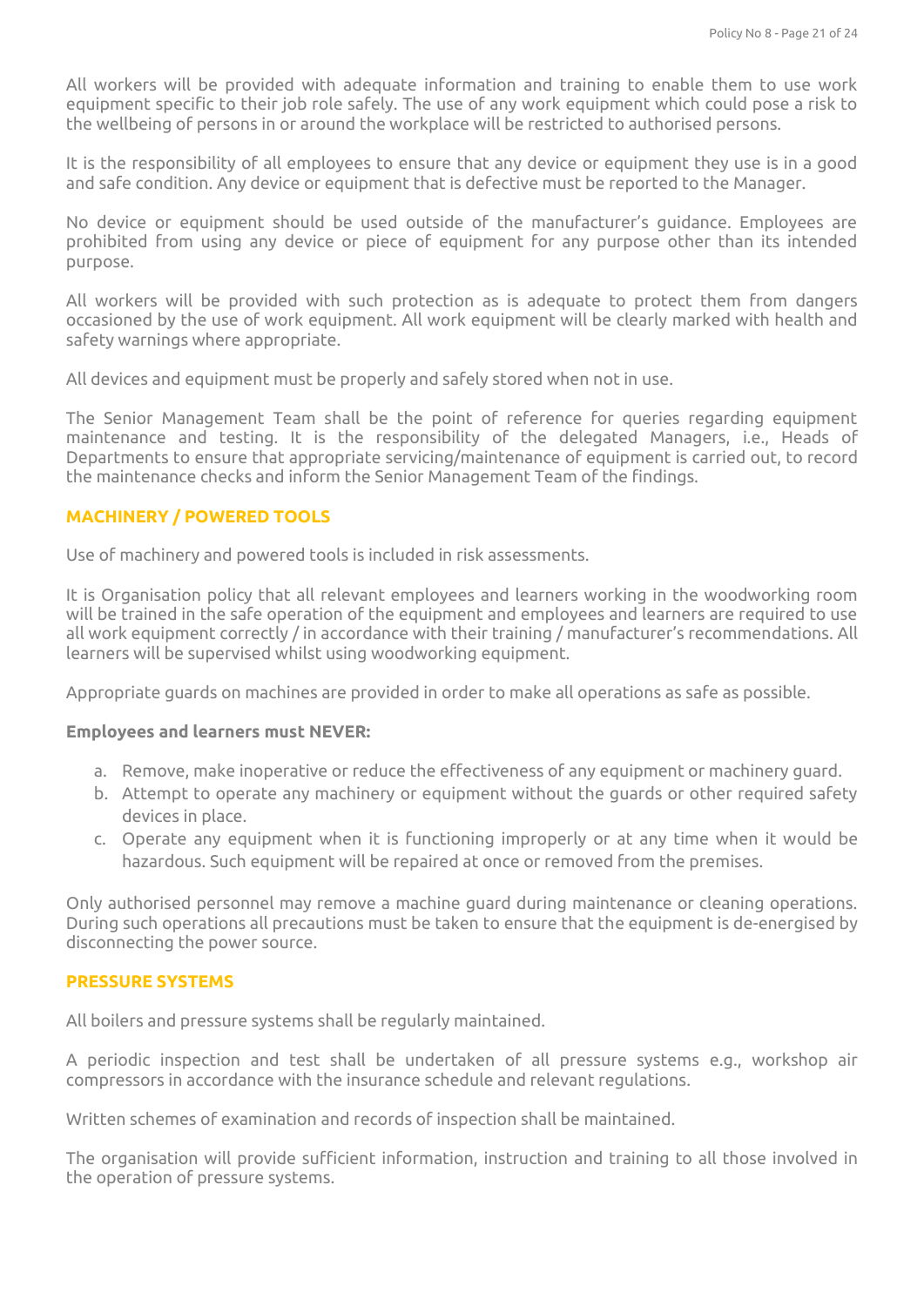All workers will be provided with adequate information and training to enable them to use work equipment specific to their job role safely. The use of any work equipment which could pose a risk to the wellbeing of persons in or around the workplace will be restricted to authorised persons.

It is the responsibility of all employees to ensure that any device or equipment they use is in a good and safe condition. Any device or equipment that is defective must be reported to the Manager.

No device or equipment should be used outside of the manufacturer's guidance. Employees are prohibited from using any device or piece of equipment for any purpose other than its intended purpose.

All workers will be provided with such protection as is adequate to protect them from dangers occasioned by the use of work equipment. All work equipment will be clearly marked with health and safety warnings where appropriate.

All devices and equipment must be properly and safely stored when not in use.

The Senior Management Team shall be the point of reference for queries regarding equipment maintenance and testing. It is the responsibility of the delegated Managers, i.e., Heads of Departments to ensure that appropriate servicing/maintenance of equipment is carried out, to record the maintenance checks and inform the Senior Management Team of the findings.

## MACHINERY / POWERED TOOLS

Use of machinery and powered tools is included in risk assessments.

It is Organisation policy that all relevant employees and learners working in the woodworking room will be trained in the safe operation of the equipment and employees and learners are required to use all work equipment correctly / in accordance with their training / manufacturer's recommendations. All learners will be supervised whilst using woodworking equipment.

Appropriate guards on machines are provided in order to make all operations as safe as possible.

**Employees and learners must NEVER:**

a. Remove, make inoperative or reduce the effectiveness of any equipment or machinery guard.
b. Attempt to operate any machinery or equipment without the guards or other required safety devices in place.
c. Operate any equipment when it is functioning improperly or at any time when it would be hazardous. Such equipment will be repaired at once or removed from the premises.

Only authorised personnel may remove a machine guard during maintenance or cleaning operations. During such operations all precautions must be taken to ensure that the equipment is de-energised by disconnecting the power source.

## PRESSURE SYSTEMS

All boilers and pressure systems shall be regularly maintained.

A periodic inspection and test shall be undertaken of all pressure systems e.g., workshop air compressors in accordance with the insurance schedule and relevant regulations.

Written schemes of examination and records of inspection shall be maintained.

The organisation will provide sufficient information, instruction and training to all those involved in the operation of pressure systems.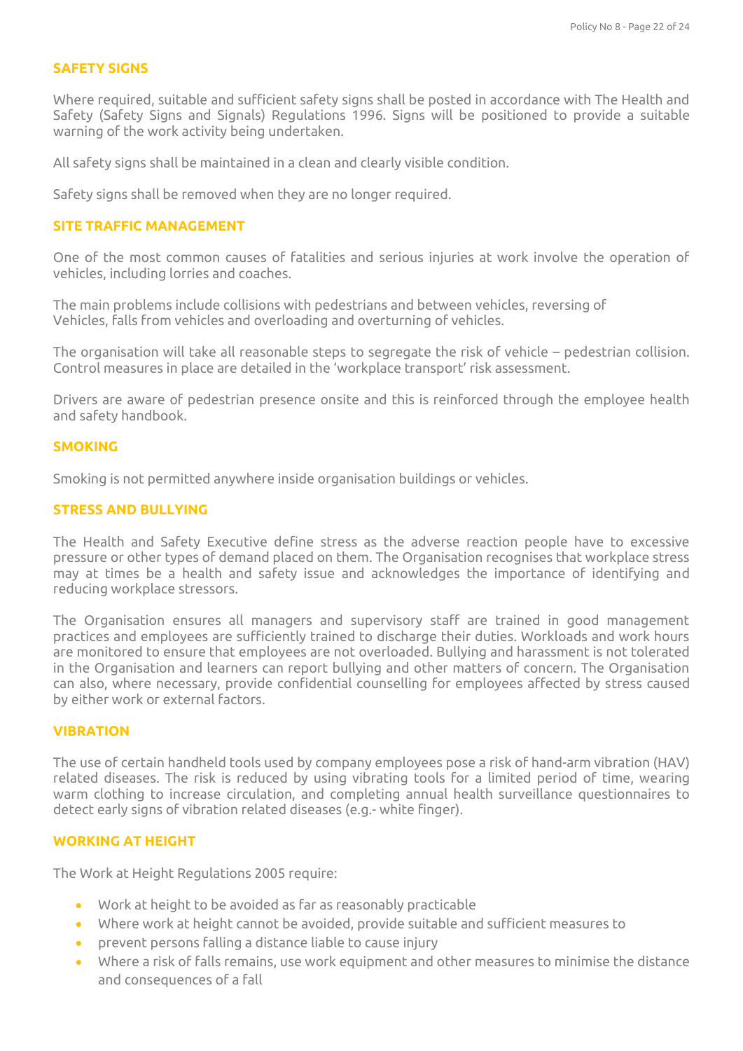## SAFETY SIGNS

Where required, suitable and sufficient safety signs shall be posted in accordance with The Health and Safety (Safety Signs and Signals) Regulations 1996. Signs will be positioned to provide a suitable warning of the work activity being undertaken.

All safety signs shall be maintained in a clean and clearly visible condition.

Safety signs shall be removed when they are no longer required.

## SITE TRAFFIC MANAGEMENT

One of the most common causes of fatalities and serious injuries at work involve the operation of vehicles, including lorries and coaches.

The main problems include collisions with pedestrians and between vehicles, reversing of Vehicles, falls from vehicles and overloading and overturning of vehicles.

The organisation will take all reasonable steps to segregate the risk of vehicle – pedestrian collision. Control measures in place are detailed in the 'workplace transport' risk assessment.

Drivers are aware of pedestrian presence onsite and this is reinforced through the employee health and safety handbook.

## SMOKING

Smoking is not permitted anywhere inside organisation buildings or vehicles.

## STRESS AND BULLYING

The Health and Safety Executive define stress as the adverse reaction people have to excessive pressure or other types of demand placed on them. The Organisation recognises that workplace stress may at times be a health and safety issue and acknowledges the importance of identifying and reducing workplace stressors.

The Organisation ensures all managers and supervisory staff are trained in good management practices and employees are sufficiently trained to discharge their duties. Workloads and work hours are monitored to ensure that employees are not overloaded. Bullying and harassment is not tolerated in the Organisation and learners can report bullying and other matters of concern. The Organisation can also, where necessary, provide confidential counselling for employees affected by stress caused by either work or external factors.

## VIBRATION

The use of certain handheld tools used by company employees pose a risk of hand-arm vibration (HAV) related diseases. The risk is reduced by using vibrating tools for a limited period of time, wearing warm clothing to increase circulation, and completing annual health surveillance questionnaires to detect early signs of vibration related diseases (e.g.- white finger).

## WORKING AT HEIGHT

The Work at Height Regulations 2005 require:

- Work at height to be avoided as far as reasonably practicable
- Where work at height cannot be avoided, provide suitable and sufficient measures to
- prevent persons falling a distance liable to cause injury
- Where a risk of falls remains, use work equipment and other measures to minimise the distance and consequences of a fall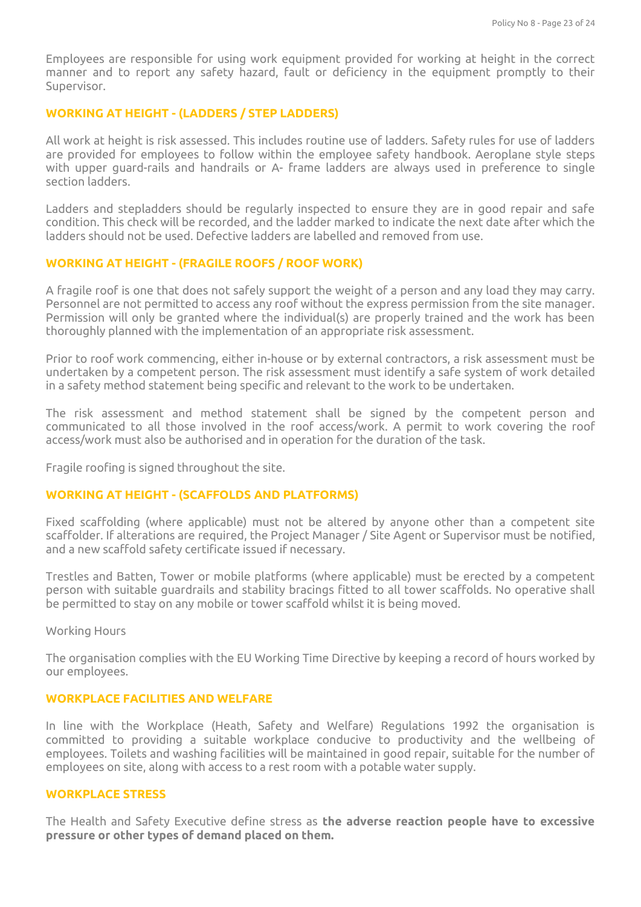Employees are responsible for using work equipment provided for working at height in the correct manner and to report any safety hazard, fault or deficiency in the equipment promptly to their Supervisor.

## WORKING AT HEIGHT - (LADDERS / STEP LADDERS)

All work at height is risk assessed. This includes routine use of ladders. Safety rules for use of ladders are provided for employees to follow within the employee safety handbook. Aeroplane style steps with upper guard-rails and handrails or A- frame ladders are always used in preference to single section ladders.

Ladders and stepladders should be regularly inspected to ensure they are in good repair and safe condition. This check will be recorded, and the ladder marked to indicate the next date after which the ladders should not be used. Defective ladders are labelled and removed from use.

## WORKING AT HEIGHT - (FRAGILE ROOFS / ROOF WORK)

A fragile roof is one that does not safely support the weight of a person and any load they may carry. Personnel are not permitted to access any roof without the express permission from the site manager. Permission will only be granted where the individual(s) are properly trained and the work has been thoroughly planned with the implementation of an appropriate risk assessment.

Prior to roof work commencing, either in-house or by external contractors, a risk assessment must be undertaken by a competent person. The risk assessment must identify a safe system of work detailed in a safety method statement being specific and relevant to the work to be undertaken.

The risk assessment and method statement shall be signed by the competent person and communicated to all those involved in the roof access/work. A permit to work covering the roof access/work must also be authorised and in operation for the duration of the task.

Fragile roofing is signed throughout the site.

## WORKING AT HEIGHT - (SCAFFOLDS AND PLATFORMS)

Fixed scaffolding (where applicable) must not be altered by anyone other than a competent site scaffolder. If alterations are required, the Project Manager / Site Agent or Supervisor must be notified, and a new scaffold safety certificate issued if necessary.

Trestles and Batten, Tower or mobile platforms (where applicable) must be erected by a competent person with suitable guardrails and stability bracings fitted to all tower scaffolds. No operative shall be permitted to stay on any mobile or tower scaffold whilst it is being moved.

Working Hours

The organisation complies with the EU Working Time Directive by keeping a record of hours worked by our employees.

## WORKPLACE FACILITIES AND WELFARE

In line with the Workplace (Heath, Safety and Welfare) Regulations 1992 the organisation is committed to providing a suitable workplace conducive to productivity and the wellbeing of employees. Toilets and washing facilities will be maintained in good repair, suitable for the number of employees on site, along with access to a rest room with a potable water supply.

## WORKPLACE STRESS

The Health and Safety Executive define stress as **the adverse reaction people have to excessive pressure or other types of demand placed on them.**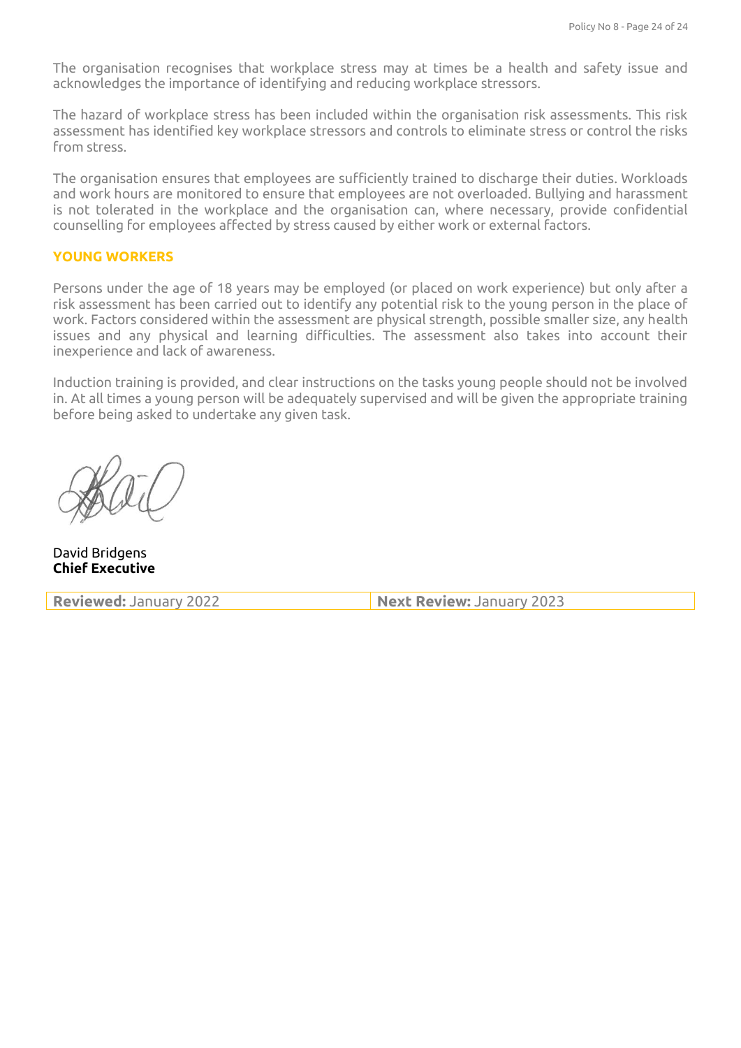The organisation recognises that workplace stress may at times be a health and safety issue and acknowledges the importance of identifying and reducing workplace stressors.

The hazard of workplace stress has been included within the organisation risk assessments. This risk assessment has identified key workplace stressors and controls to eliminate stress or control the risks from stress.

The organisation ensures that employees are sufficiently trained to discharge their duties. Workloads and work hours are monitored to ensure that employees are not overloaded. Bullying and harassment is not tolerated in the workplace and the organisation can, where necessary, provide confidential counselling for employees affected by stress caused by either work or external factors.

## YOUNG WORKERS

Persons under the age of 18 years may be employed (or placed on work experience) but only after a risk assessment has been carried out to identify any potential risk to the young person in the place of work. Factors considered within the assessment are physical strength, possible smaller size, any health issues and any physical and learning difficulties. The assessment also takes into account their inexperience and lack of awareness.

Induction training is provided, and clear instructions on the tasks young people should not be involved in. At all times a young person will be adequately supervised and will be given the appropriate training before being asked to undertake any given task.

David Bridgens
**Chief Executive**

| | |
|---|---|
| **Reviewed:** January 2022 | **Next Review:** January 2023 |